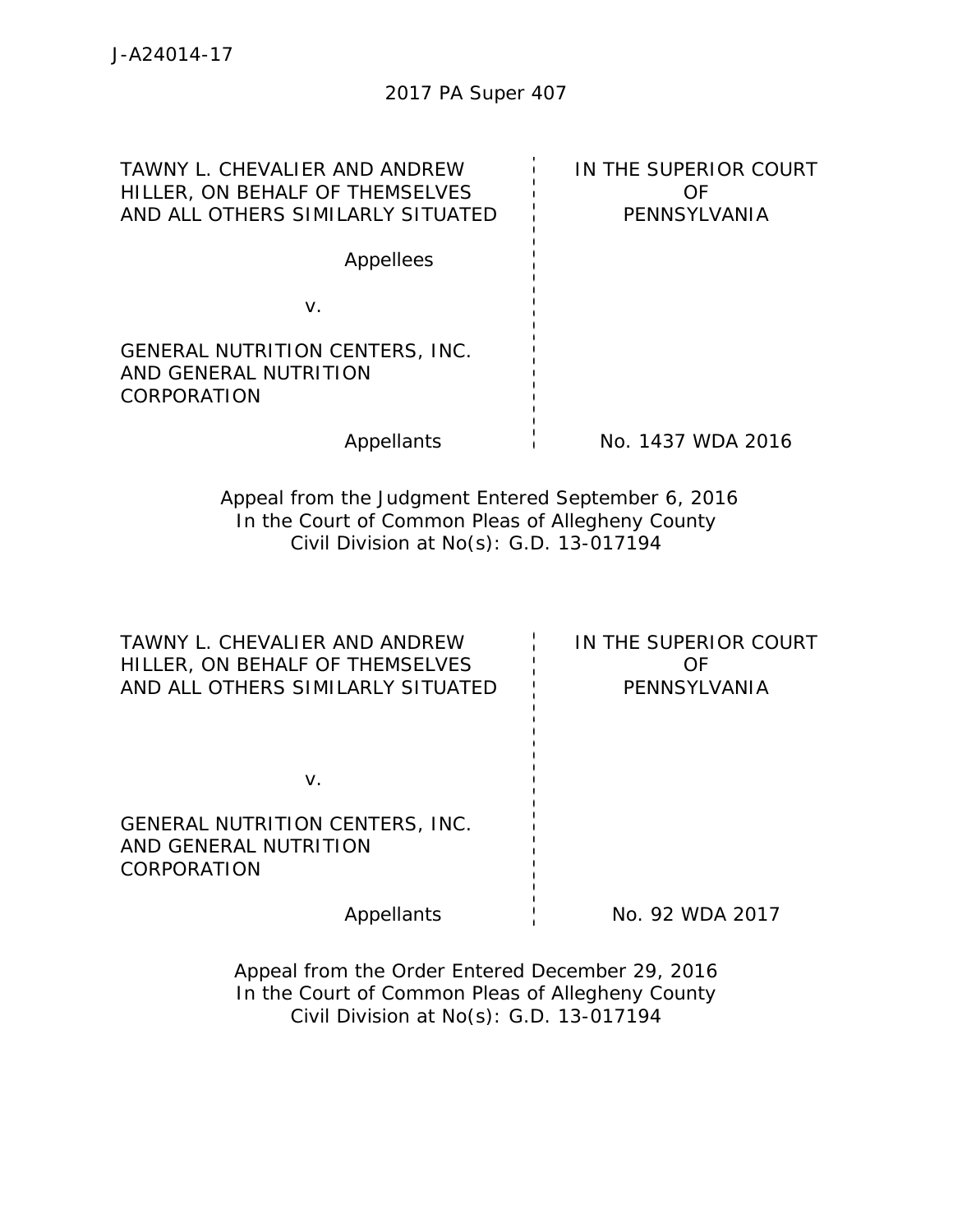J-A24014-17

2017 PA Super 407

| TAWNY L. CHEVALIER AND ANDREW HILLER, ON BEHALF OF THEMSELVES AND ALL OTHERS SIMILARLY SITUATED | IN THE SUPERIOR COURT OF PENNSYLVANIA |
|---|---|
| Appellees | |
| v. | |
| GENERAL NUTRITION CENTERS, INC. AND GENERAL NUTRITION CORPORATION | |
| Appellants | No. 1437 WDA 2016 |

Appeal from the Judgment Entered September 6, 2016
In the Court of Common Pleas of Allegheny County
Civil Division at No(s): G.D. 13-017194

| TAWNY L. CHEVALIER AND ANDREW HILLER, ON BEHALF OF THEMSELVES AND ALL OTHERS SIMILARLY SITUATED | IN THE SUPERIOR COURT OF PENNSYLVANIA |
|---|---|
| v. | |
| GENERAL NUTRITION CENTERS, INC. AND GENERAL NUTRITION CORPORATION | |
| Appellants | No. 92 WDA 2017 |

Appeal from the Order Entered December 29, 2016
In the Court of Common Pleas of Allegheny County
Civil Division at No(s): G.D. 13-017194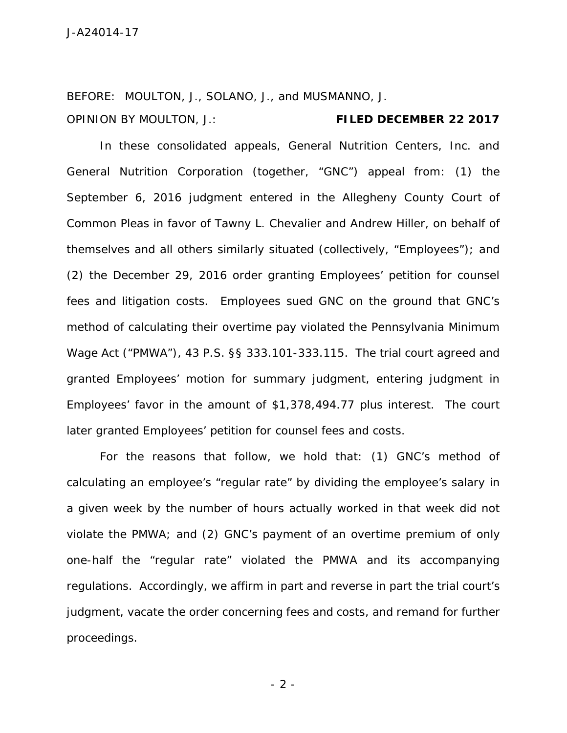BEFORE: MOULTON, J., SOLANO, J., and MUSMANNO, J.

OPINION BY MOULTON, J.: **FILED DECEMBER 22 2017**

In these consolidated appeals, General Nutrition Centers, Inc. and General Nutrition Corporation (together, "GNC") appeal from: (1) the September 6, 2016 judgment entered in the Allegheny County Court of Common Pleas in favor of Tawny L. Chevalier and Andrew Hiller, on behalf of themselves and all others similarly situated (collectively, "Employees"); and (2) the December 29, 2016 order granting Employees' petition for counsel fees and litigation costs. Employees sued GNC on the ground that GNC's method of calculating their overtime pay violated the Pennsylvania Minimum Wage Act ("PMWA"), 43 P.S. §§ 333.101-333.115. The trial court agreed and granted Employees' motion for summary judgment, entering judgment in Employees' favor in the amount of $1,378,494.77 plus interest. The court later granted Employees' petition for counsel fees and costs.

For the reasons that follow, we hold that: (1) GNC's method of calculating an employee's "regular rate" by dividing the employee's salary in a given week by the number of hours actually worked in that week did not violate the PMWA; and (2) GNC's payment of an overtime premium of only one-half the "regular rate" violated the PMWA and its accompanying regulations. Accordingly, we affirm in part and reverse in part the trial court's judgment, vacate the order concerning fees and costs, and remand for further proceedings.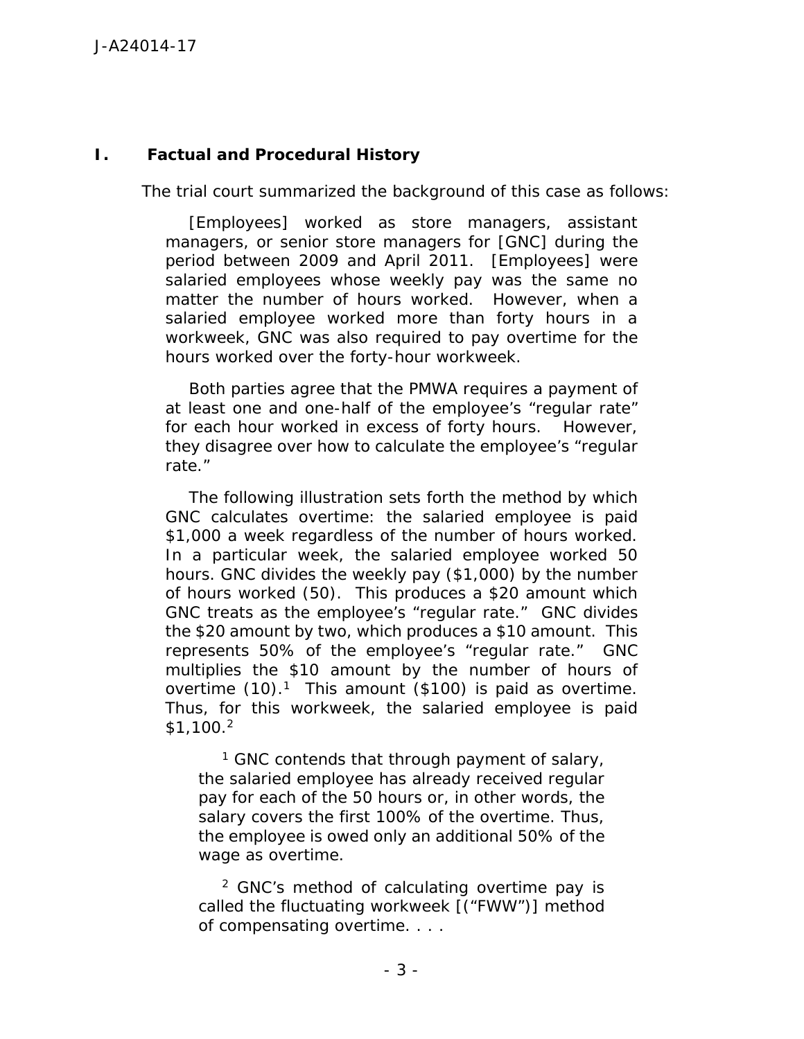## I. Factual and Procedural History

The trial court summarized the background of this case as follows:

> [Employees] worked as store managers, assistant managers, or senior store managers for [GNC] during the period between 2009 and April 2011. [Employees] were salaried employees whose weekly pay was the same no matter the number of hours worked. However, when a salaried employee worked more than forty hours in a workweek, GNC was also required to pay overtime for the hours worked over the forty-hour workweek.
>
> Both parties agree that the PMWA requires a payment of at least one and one-half of the employee's "regular rate" for each hour worked in excess of forty hours. However, they disagree over how to calculate the employee's "regular rate."
>
> The following illustration sets forth the method by which GNC calculates overtime: the salaried employee is paid $1,000 a week regardless of the number of hours worked. In a particular week, the salaried employee worked 50 hours. GNC divides the weekly pay ($1,000) by the number of hours worked (50). This produces a $20 amount which GNC treats as the employee's "regular rate." GNC divides the $20 amount by two, which produces a $10 amount. This represents 50% of the employee's "regular rate." GNC multiplies the $10 amount by the number of hours of overtime (10).[1] This amount ($100) is paid as overtime. Thus, for this workweek, the salaried employee is paid $1,100.[2]
>
> [1] GNC contends that through payment of salary, the salaried employee has already received regular pay for each of the 50 hours or, in other words, the salary covers the first 100% of the overtime. Thus, the employee is owed only an additional 50% of the wage as overtime.
>
> [2] GNC's method of calculating overtime pay is called the fluctuating workweek [("FWW")] method of compensating overtime. . . .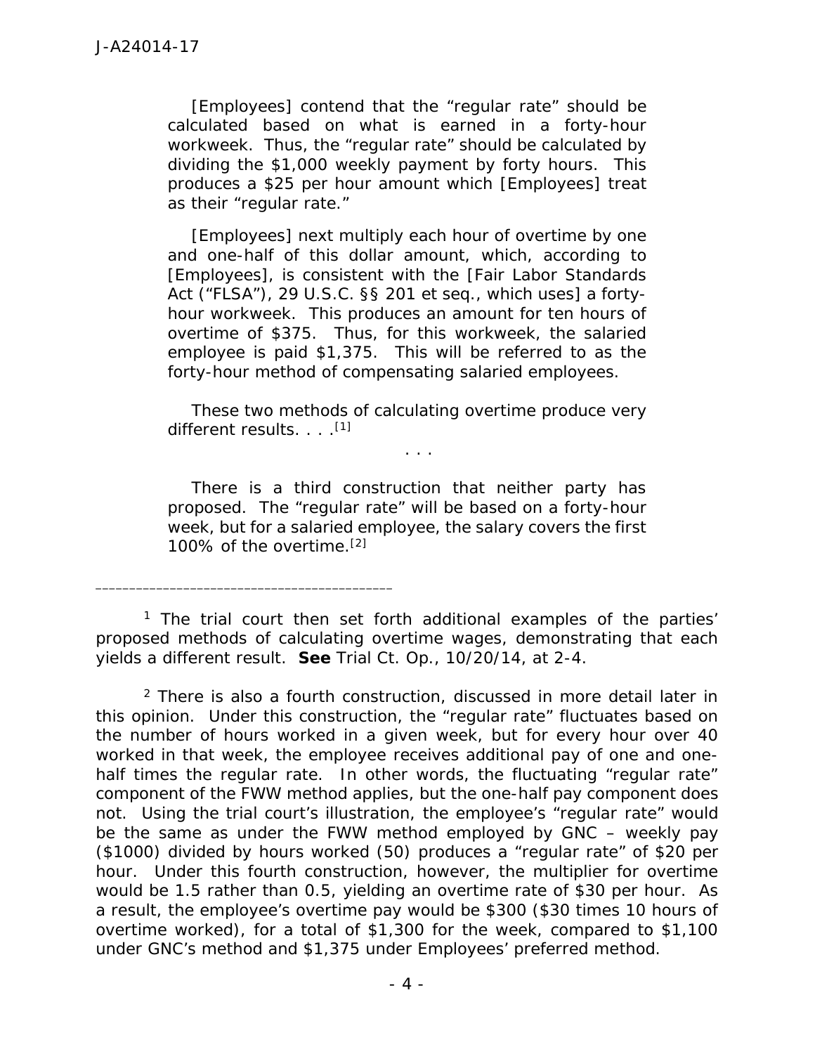[Employees] contend that the "regular rate" should be calculated based on what is earned in a forty-hour workweek. Thus, the "regular rate" should be calculated by dividing the $1,000 weekly payment by forty hours. This produces a $25 per hour amount which [Employees] treat as their "regular rate."

[Employees] next multiply each hour of overtime by one and one-half of this dollar amount, which, according to [Employees], is consistent with the [Fair Labor Standards Act ("FLSA"), 29 U.S.C. §§ 201 et seq., which uses] a forty-hour workweek. This produces an amount for ten hours of overtime of $375. Thus, for this workweek, the salaried employee is paid $1,375. This will be referred to as the forty-hour method of compensating salaried employees.

These two methods of calculating overtime produce very different results. . . .[1]

. . .

There is a third construction that neither party has proposed. The "regular rate" will be based on a forty-hour week, but for a salaried employee, the salary covers the first 100% of the overtime.[2]

---

[1] The trial court then set forth additional examples of the parties' proposed methods of calculating overtime wages, demonstrating that each yields a different result. **See** Trial Ct. Op., 10/20/14, at 2-4.

[2] There is also a fourth construction, discussed in more detail later in this opinion. Under this construction, the "regular rate" fluctuates based on the number of hours worked in a given week, but for every hour over 40 worked in that week, the employee receives additional pay of one and one-half times the regular rate. In other words, the fluctuating "regular rate" component of the FWW method applies, but the one-half pay component does not. Using the trial court's illustration, the employee's "regular rate" would be the same as under the FWW method employed by GNC – weekly pay ($1000) divided by hours worked (50) produces a "regular rate" of $20 per hour. Under this fourth construction, however, the multiplier for overtime would be 1.5 rather than 0.5, yielding an overtime rate of $30 per hour. As a result, the employee's overtime pay would be $300 ($30 times 10 hours of overtime worked), for a total of $1,300 for the week, compared to $1,100 under GNC's method and $1,375 under Employees' preferred method.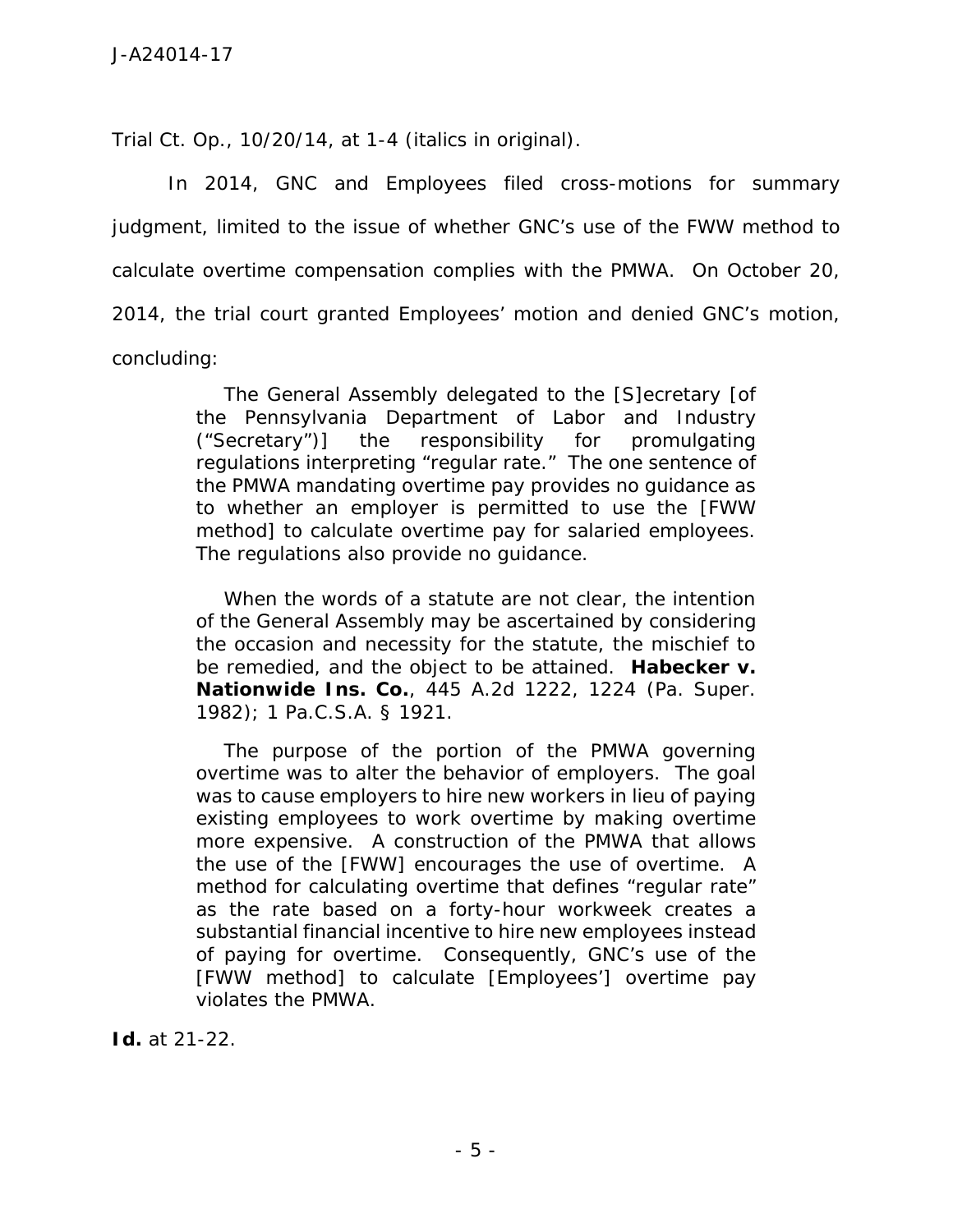Trial Ct. Op., 10/20/14, at 1-4 (italics in original).

In 2014, GNC and Employees filed cross-motions for summary judgment, limited to the issue of whether GNC's use of the FWW method to calculate overtime compensation complies with the PMWA. On October 20, 2014, the trial court granted Employees' motion and denied GNC's motion, concluding:

> The General Assembly delegated to the [S]ecretary [of the Pennsylvania Department of Labor and Industry ("Secretary")] the responsibility for promulgating regulations interpreting "regular rate." The one sentence of the PMWA mandating overtime pay provides no guidance as to whether an employer is permitted to use the [FWW method] to calculate overtime pay for salaried employees. The regulations also provide no guidance.
>
> When the words of a statute are not clear, the intention of the General Assembly may be ascertained by considering the occasion and necessity for the statute, the mischief to be remedied, and the object to be attained. **Habecker v. Nationwide Ins. Co.**, 445 A.2d 1222, 1224 (Pa. Super. 1982); 1 Pa.C.S.A. § 1921.
>
> The purpose of the portion of the PMWA governing overtime was to alter the behavior of employers. The goal was to cause employers to hire new workers in lieu of paying existing employees to work overtime by making overtime more expensive. A construction of the PMWA that allows the use of the [FWW] encourages the use of overtime. A method for calculating overtime that defines "regular rate" as the rate based on a forty-hour workweek creates a substantial financial incentive to hire new employees instead of paying for overtime. Consequently, GNC's use of the [FWW method] to calculate [Employees'] overtime pay violates the PMWA.

**Id.** at 21-22.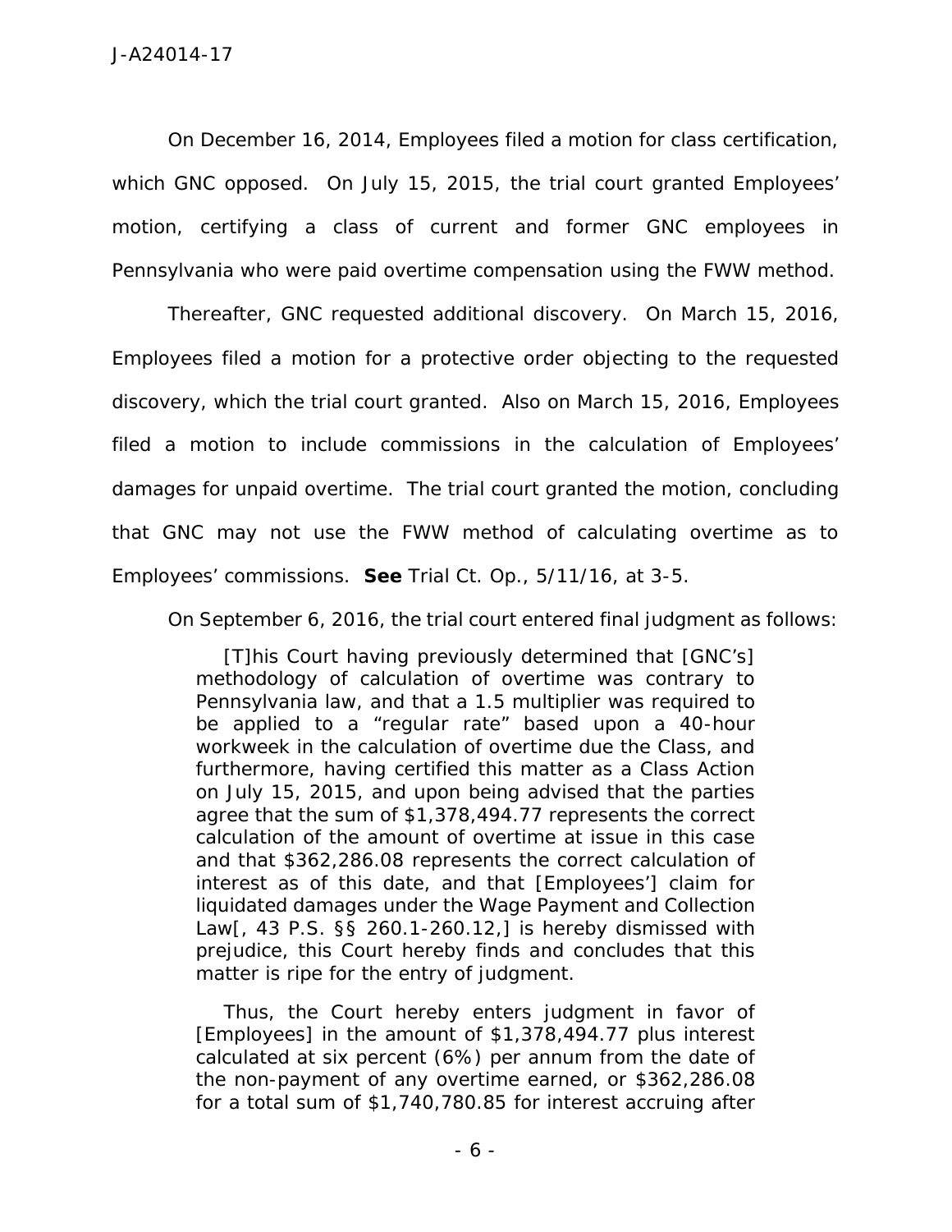On December 16, 2014, Employees filed a motion for class certification, which GNC opposed. On July 15, 2015, the trial court granted Employees' motion, certifying a class of current and former GNC employees in Pennsylvania who were paid overtime compensation using the FWW method.

Thereafter, GNC requested additional discovery. On March 15, 2016, Employees filed a motion for a protective order objecting to the requested discovery, which the trial court granted. Also on March 15, 2016, Employees filed a motion to include commissions in the calculation of Employees' damages for unpaid overtime. The trial court granted the motion, concluding that GNC may not use the FWW method of calculating overtime as to Employees' commissions. **See** Trial Ct. Op., 5/11/16, at 3-5.

On September 6, 2016, the trial court entered final judgment as follows:

> [T]his Court having previously determined that [GNC's] methodology of calculation of overtime was contrary to Pennsylvania law, and that a 1.5 multiplier was required to be applied to a "regular rate" based upon a 40-hour workweek in the calculation of overtime due the Class, and furthermore, having certified this matter as a Class Action on July 15, 2015, and upon being advised that the parties agree that the sum of $1,378,494.77 represents the correct calculation of the amount of overtime at issue in this case and that $362,286.08 represents the correct calculation of interest as of this date, and that [Employees'] claim for liquidated damages under the Wage Payment and Collection Law[, 43 P.S. §§ 260.1-260.12,] is hereby dismissed with prejudice, this Court hereby finds and concludes that this matter is ripe for the entry of judgment.
>
> Thus, the Court hereby enters judgment in favor of [Employees] in the amount of $1,378,494.77 plus interest calculated at six percent (6%) per annum from the date of the non-payment of any overtime earned, or $362,286.08 for a total sum of $1,740,780.85 for interest accruing after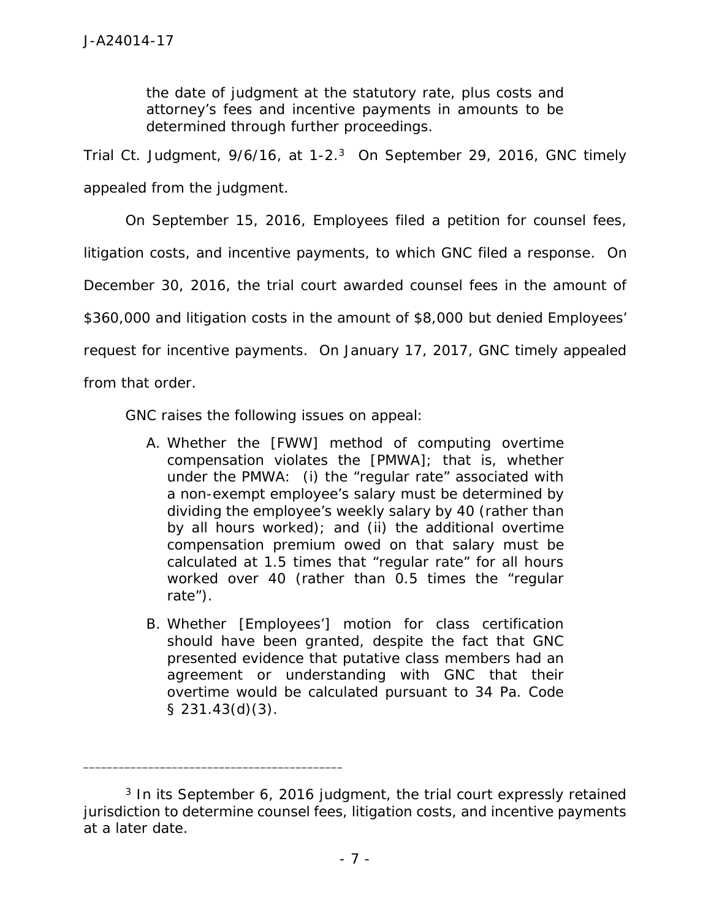> the date of judgment at the statutory rate, plus costs and attorney's fees and incentive payments in amounts to be determined through further proceedings.

Trial Ct. Judgment, 9/6/16, at 1-2.[3] On September 29, 2016, GNC timely appealed from the judgment.

On September 15, 2016, Employees filed a petition for counsel fees, litigation costs, and incentive payments, to which GNC filed a response. On December 30, 2016, the trial court awarded counsel fees in the amount of $360,000 and litigation costs in the amount of $8,000 but denied Employees' request for incentive payments. On January 17, 2017, GNC timely appealed from that order.

GNC raises the following issues on appeal:

> A. Whether the [FWW] method of computing overtime compensation violates the [PMWA]; that is, whether under the PMWA: (i) the "regular rate" associated with a non-exempt employee's salary must be determined by dividing the employee's weekly salary by 40 (rather than by all hours worked); and (ii) the additional overtime compensation premium owed on that salary must be calculated at 1.5 times that "regular rate" for all hours worked over 40 (rather than 0.5 times the "regular rate").
>
> B. Whether [Employees'] motion for class certification should have been granted, despite the fact that GNC presented evidence that putative class members had an agreement or understanding with GNC that their overtime would be calculated pursuant to 34 Pa. Code § 231.43(d)(3).

---

[3] In its September 6, 2016 judgment, the trial court expressly retained jurisdiction to determine counsel fees, litigation costs, and incentive payments at a later date.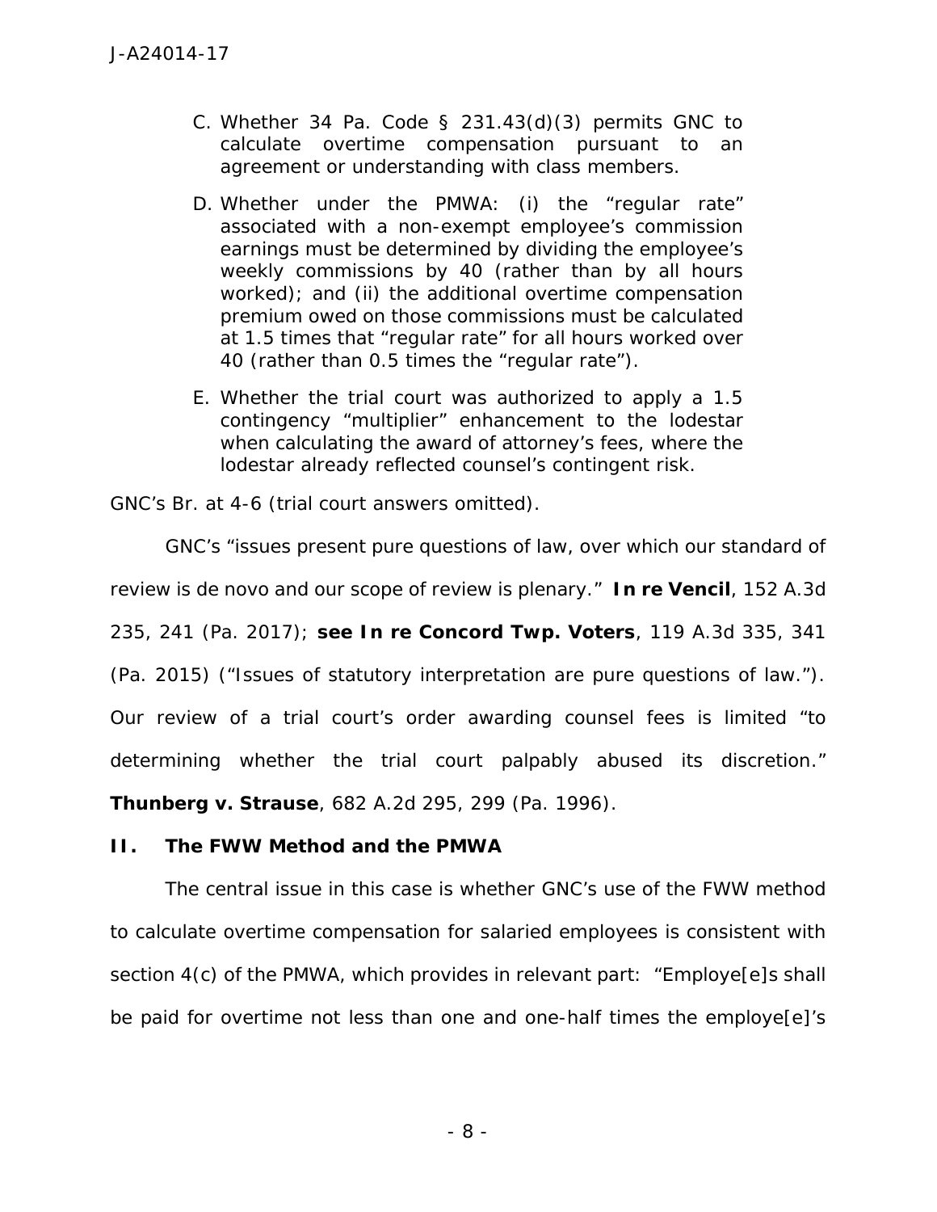C. Whether 34 Pa. Code § 231.43(d)(3) permits GNC to calculate overtime compensation pursuant to an agreement or understanding with class members.

D. Whether under the PMWA: (i) the "regular rate" associated with a non-exempt employee's commission earnings must be determined by dividing the employee's weekly commissions by 40 (rather than by all hours worked); and (ii) the additional overtime compensation premium owed on those commissions must be calculated at 1.5 times that "regular rate" for all hours worked over 40 (rather than 0.5 times the "regular rate").

E. Whether the trial court was authorized to apply a 1.5 contingency "multiplier" enhancement to the lodestar when calculating the award of attorney's fees, where the lodestar already reflected counsel's contingent risk.

GNC's Br. at 4-6 (trial court answers omitted).

GNC's "issues present pure questions of law, over which our standard of review is de novo and our scope of review is plenary." ***In re Vencil***, 152 A.3d 235, 241 (Pa. 2017); ***see In re Concord Twp. Voters***, 119 A.3d 335, 341 (Pa. 2015) ("Issues of statutory interpretation are pure questions of law."). Our review of a trial court's order awarding counsel fees is limited "to determining whether the trial court palpably abused its discretion." ***Thunberg v. Strause***, 682 A.2d 295, 299 (Pa. 1996).

## II. The FWW Method and the PMWA

The central issue in this case is whether GNC's use of the FWW method to calculate overtime compensation for salaried employees is consistent with section 4(c) of the PMWA, which provides in relevant part: "Employe[e]s shall be paid for overtime not less than one and one-half times the employe[e]'s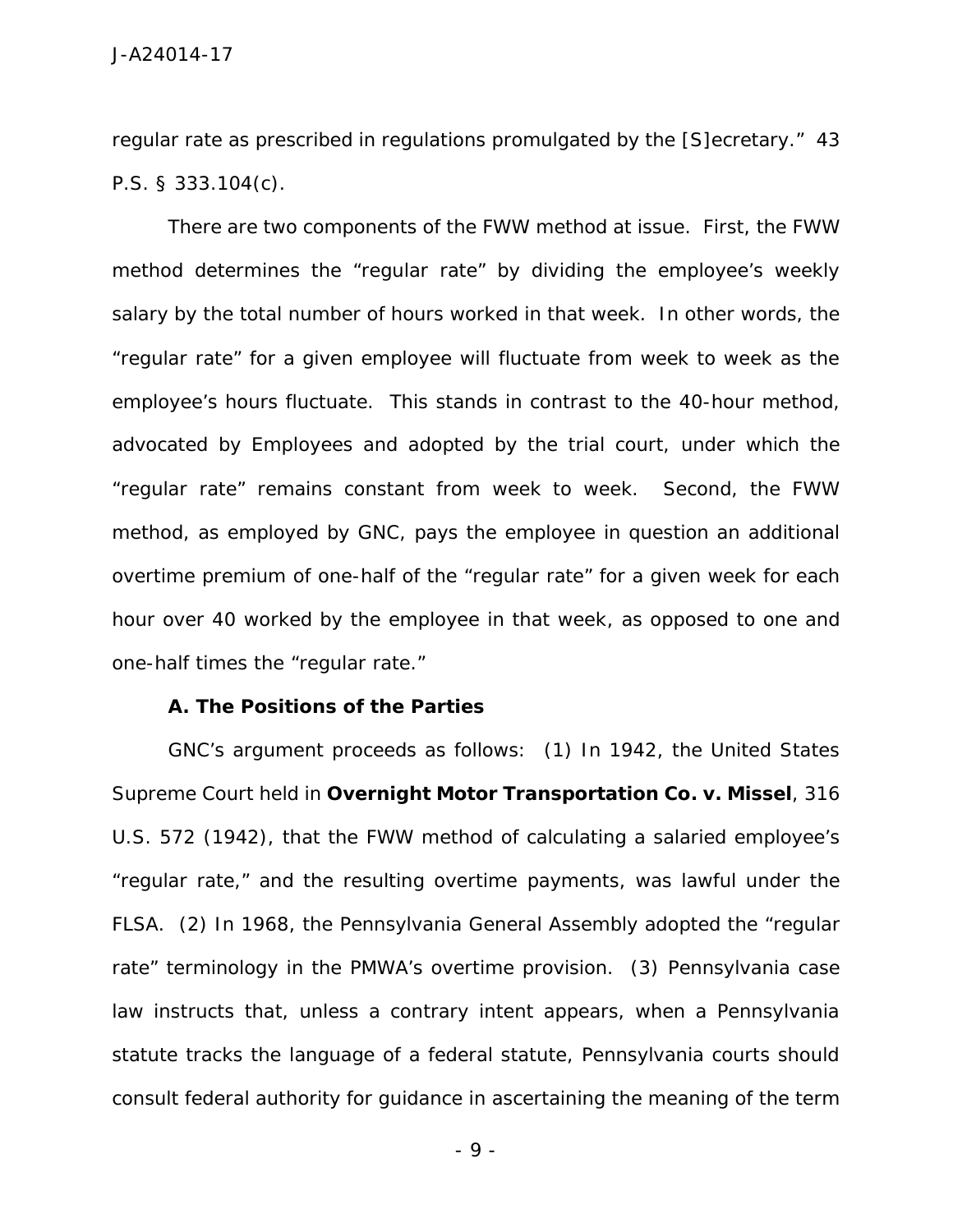regular rate as prescribed in regulations promulgated by the [S]ecretary." 43 P.S. § 333.104(c).

There are two components of the FWW method at issue. First, the FWW method determines the "regular rate" by dividing the employee's weekly salary by the total number of hours worked in that week. In other words, the "regular rate" for a given employee will fluctuate from week to week as the employee's hours fluctuate. This stands in contrast to the 40-hour method, advocated by Employees and adopted by the trial court, under which the "regular rate" remains constant from week to week. Second, the FWW method, as employed by GNC, pays the employee in question an additional overtime premium of one-half of the "regular rate" for a given week for each hour over 40 worked by the employee in that week, as opposed to one and one-half times the "regular rate."

**A. The Positions of the Parties**

GNC's argument proceeds as follows: (1) In 1942, the United States Supreme Court held in **Overnight Motor Transportation Co. v. Missel**, 316 U.S. 572 (1942), that the FWW method of calculating a salaried employee's "regular rate," and the resulting overtime payments, was lawful under the FLSA. (2) In 1968, the Pennsylvania General Assembly adopted the "regular rate" terminology in the PMWA's overtime provision. (3) Pennsylvania case law instructs that, unless a contrary intent appears, when a Pennsylvania statute tracks the language of a federal statute, Pennsylvania courts should consult federal authority for guidance in ascertaining the meaning of the term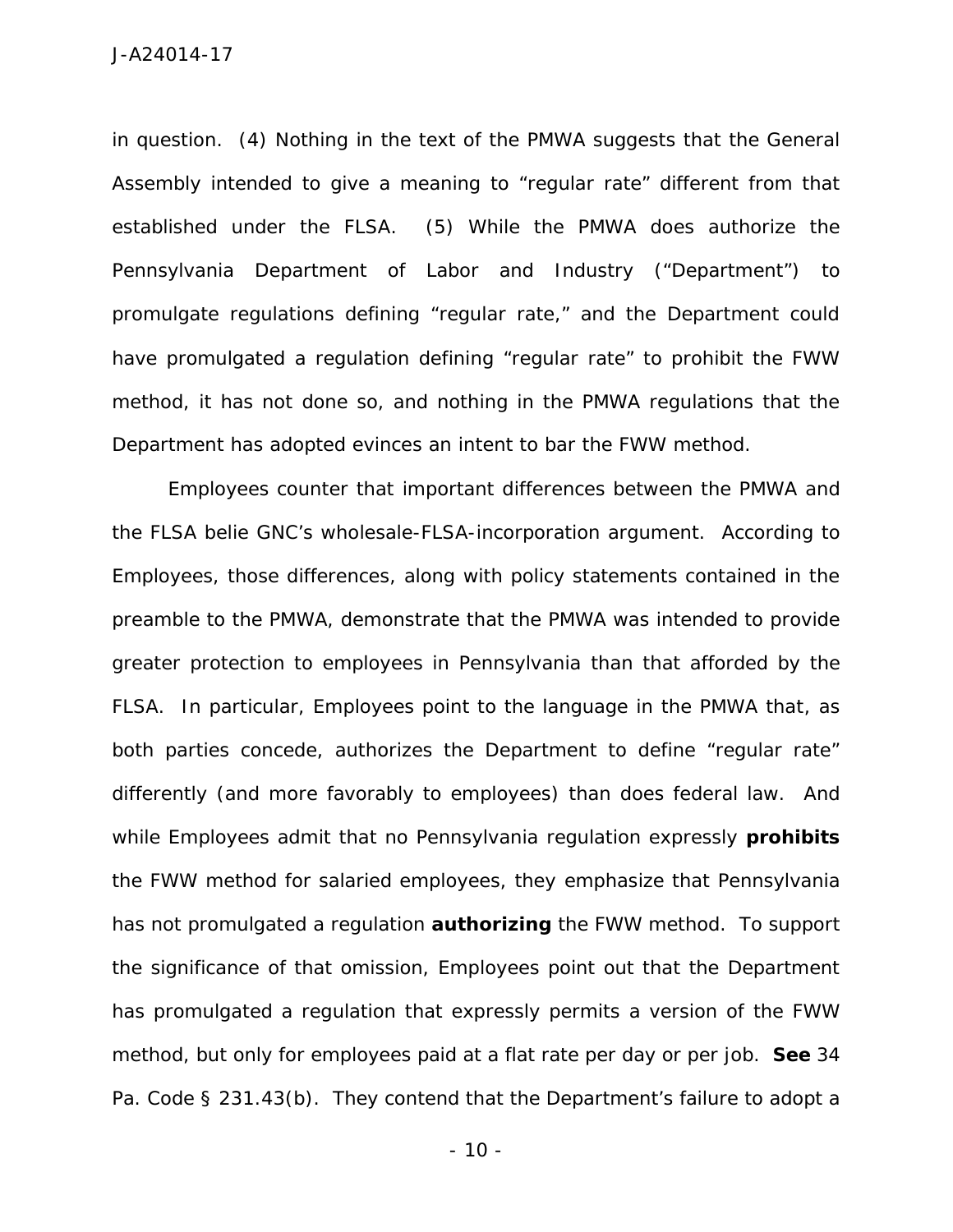in question. (4) Nothing in the text of the PMWA suggests that the General Assembly intended to give a meaning to "regular rate" different from that established under the FLSA. (5) While the PMWA does authorize the Pennsylvania Department of Labor and Industry ("Department") to promulgate regulations defining "regular rate," and the Department could have promulgated a regulation defining "regular rate" to prohibit the FWW method, it has not done so, and nothing in the PMWA regulations that the Department has adopted evinces an intent to bar the FWW method.

Employees counter that important differences between the PMWA and the FLSA belie GNC's wholesale-FLSA-incorporation argument. According to Employees, those differences, along with policy statements contained in the preamble to the PMWA, demonstrate that the PMWA was intended to provide greater protection to employees in Pennsylvania than that afforded by the FLSA. In particular, Employees point to the language in the PMWA that, as both parties concede, authorizes the Department to define "regular rate" differently (and more favorably to employees) than does federal law. And while Employees admit that no Pennsylvania regulation expressly **prohibits** the FWW method for salaried employees, they emphasize that Pennsylvania has not promulgated a regulation **authorizing** the FWW method. To support the significance of that omission, Employees point out that the Department has promulgated a regulation that expressly permits a version of the FWW method, but only for employees paid at a flat rate per day or per job. **See** 34 Pa. Code § 231.43(b). They contend that the Department's failure to adopt a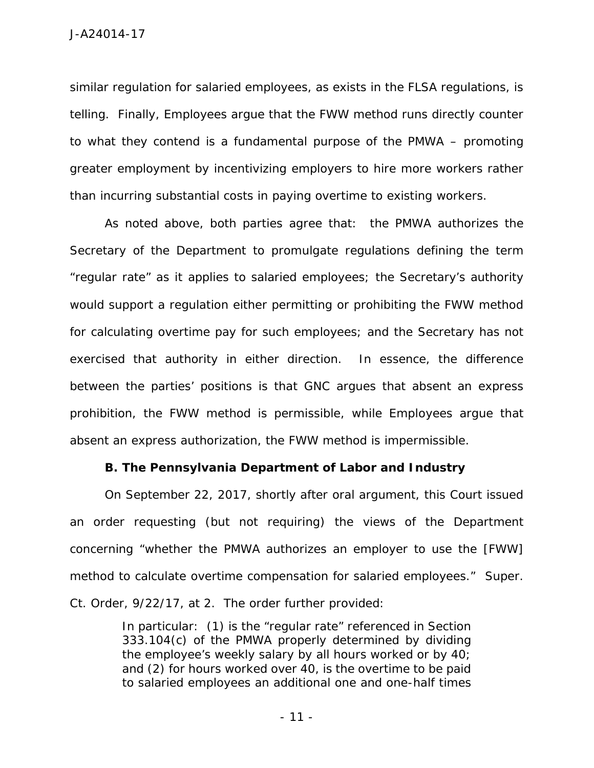similar regulation for salaried employees, as exists in the FLSA regulations, is telling. Finally, Employees argue that the FWW method runs directly counter to what they contend is a fundamental purpose of the PMWA – promoting greater employment by incentivizing employers to hire more workers rather than incurring substantial costs in paying overtime to existing workers.

As noted above, both parties agree that: the PMWA authorizes the Secretary of the Department to promulgate regulations defining the term "regular rate" as it applies to salaried employees; the Secretary's authority would support a regulation either permitting or prohibiting the FWW method for calculating overtime pay for such employees; and the Secretary has not exercised that authority in either direction. In essence, the difference between the parties' positions is that GNC argues that absent an express prohibition, the FWW method is permissible, while Employees argue that absent an express authorization, the FWW method is impermissible.

**B. The Pennsylvania Department of Labor and Industry**

On September 22, 2017, shortly after oral argument, this Court issued an order requesting (but not requiring) the views of the Department concerning "whether the PMWA authorizes an employer to use the [FWW] method to calculate overtime compensation for salaried employees." Super. Ct. Order, 9/22/17, at 2. The order further provided:

> In particular: (1) is the "regular rate" referenced in Section 333.104(c) of the PMWA properly determined by dividing the employee's weekly salary by all hours worked or by 40; and (2) for hours worked over 40, is the overtime to be paid to salaried employees an additional one and one-half times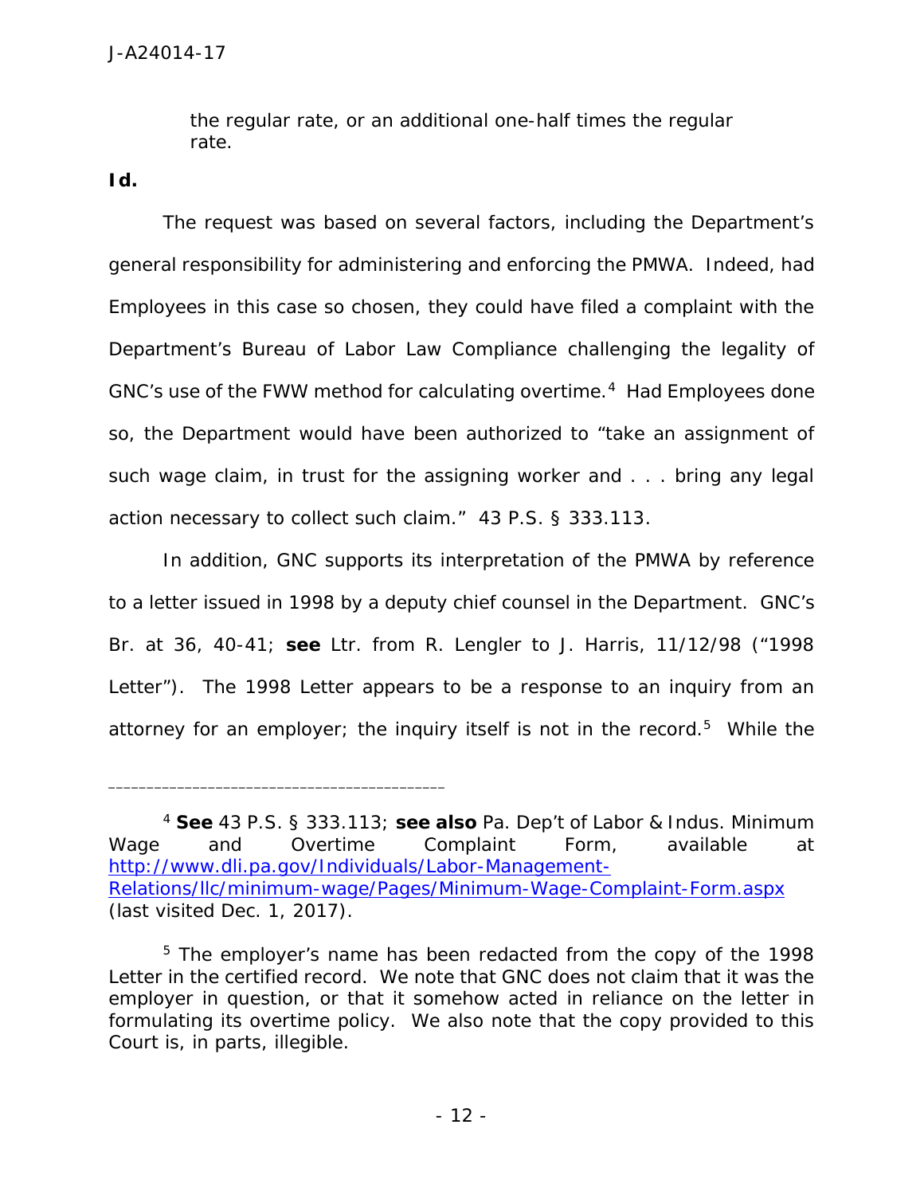> the regular rate, or an additional one-half times the regular rate.

***Id.***

The request was based on several factors, including the Department's general responsibility for administering and enforcing the PMWA. Indeed, had Employees in this case so chosen, they could have filed a complaint with the Department's Bureau of Labor Law Compliance challenging the legality of GNC's use of the FWW method for calculating overtime.[4] Had Employees done so, the Department would have been authorized to "take an assignment of such wage claim, in trust for the assigning worker and . . . bring any legal action necessary to collect such claim." 43 P.S. § 333.113.

In addition, GNC supports its interpretation of the PMWA by reference to a letter issued in 1998 by a deputy chief counsel in the Department. GNC's Br. at 36, 40-41; **see** Ltr. from R. Lengler to J. Harris, 11/12/98 ("1998 Letter"). The 1998 Letter appears to be a response to an inquiry from an attorney for an employer; the inquiry itself is not in the record.[5] While the

---

[4] **See** 43 P.S. § 333.113; **see also** Pa. Dep't of Labor & Indus. Minimum Wage and Overtime Complaint Form, available at http://www.dli.pa.gov/Individuals/Labor-Management-Relations/llc/minimum-wage/Pages/Minimum-Wage-Complaint-Form.aspx (last visited Dec. 1, 2017).

[5] The employer's name has been redacted from the copy of the 1998 Letter in the certified record. We note that GNC does not claim that it was the employer in question, or that it somehow acted in reliance on the letter in formulating its overtime policy. We also note that the copy provided to this Court is, in parts, illegible.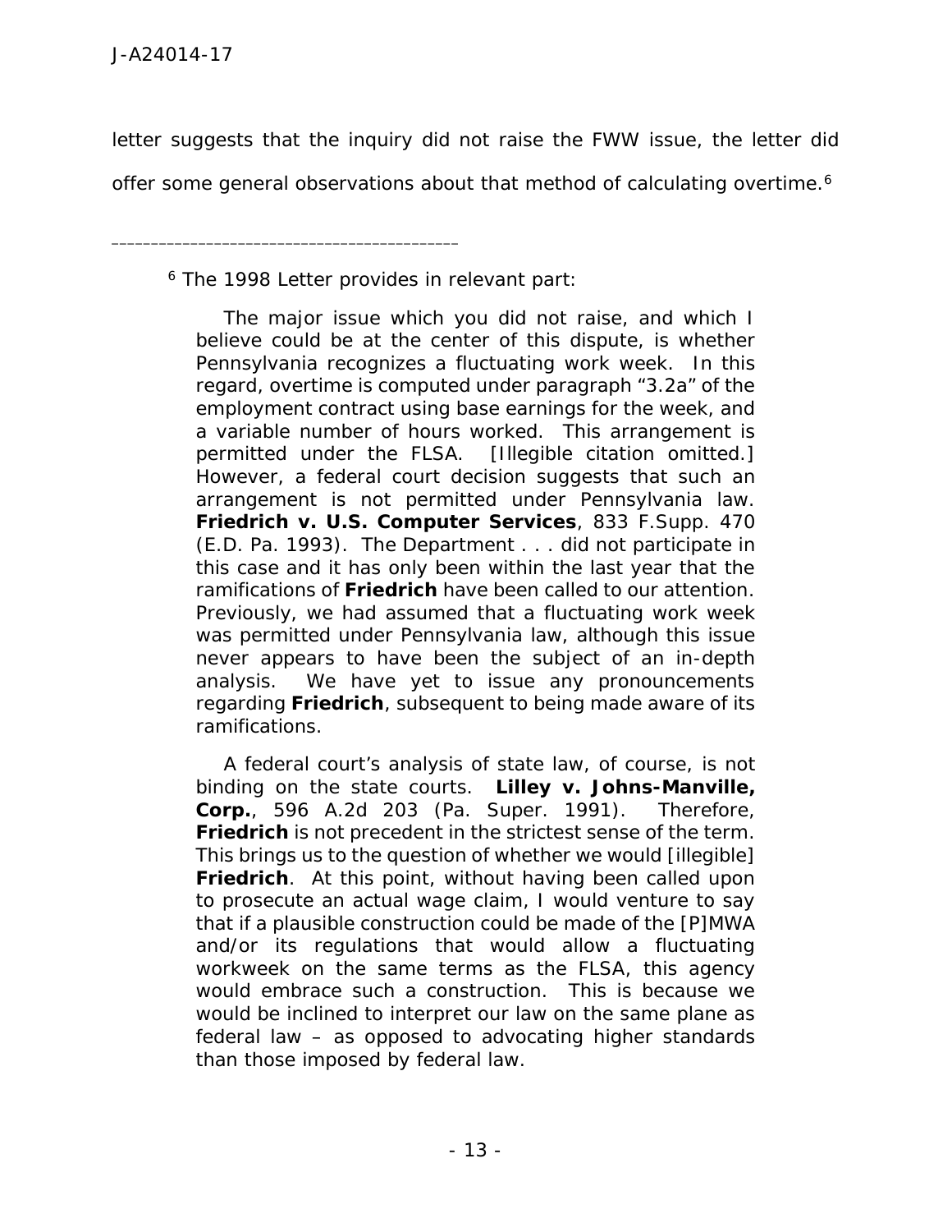letter suggests that the inquiry did not raise the FWW issue, the letter did offer some general observations about that method of calculating overtime.[6]

---

[6] The 1998 Letter provides in relevant part:

> The major issue which you did not raise, and which I believe could be at the center of this dispute, is whether Pennsylvania recognizes a fluctuating work week. In this regard, overtime is computed under paragraph "3.2a" of the employment contract using base earnings for the week, and a variable number of hours worked. This arrangement is permitted under the FLSA. [Illegible citation omitted.] However, a federal court decision suggests that such an arrangement is not permitted under Pennsylvania law. **Friedrich v. U.S. Computer Services**, 833 F.Supp. 470 (E.D. Pa. 1993). The Department . . . did not participate in this case and it has only been within the last year that the ramifications of **Friedrich** have been called to our attention. Previously, we had assumed that a fluctuating work week was permitted under Pennsylvania law, although this issue never appears to have been the subject of an in-depth analysis. We have yet to issue any pronouncements regarding **Friedrich**, subsequent to being made aware of its ramifications.
>
> A federal court's analysis of state law, of course, is not binding on the state courts. **Lilley v. Johns-Manville, Corp.**, 596 A.2d 203 (Pa. Super. 1991). Therefore, **Friedrich** is not precedent in the strictest sense of the term. This brings us to the question of whether we would [illegible] **Friedrich**. At this point, without having been called upon to prosecute an actual wage claim, I would venture to say that if a plausible construction could be made of the [P]MWA and/or its regulations that would allow a fluctuating workweek on the same terms as the FLSA, this agency would embrace such a construction. This is because we would be inclined to interpret our law on the same plane as federal law – as opposed to advocating higher standards than those imposed by federal law.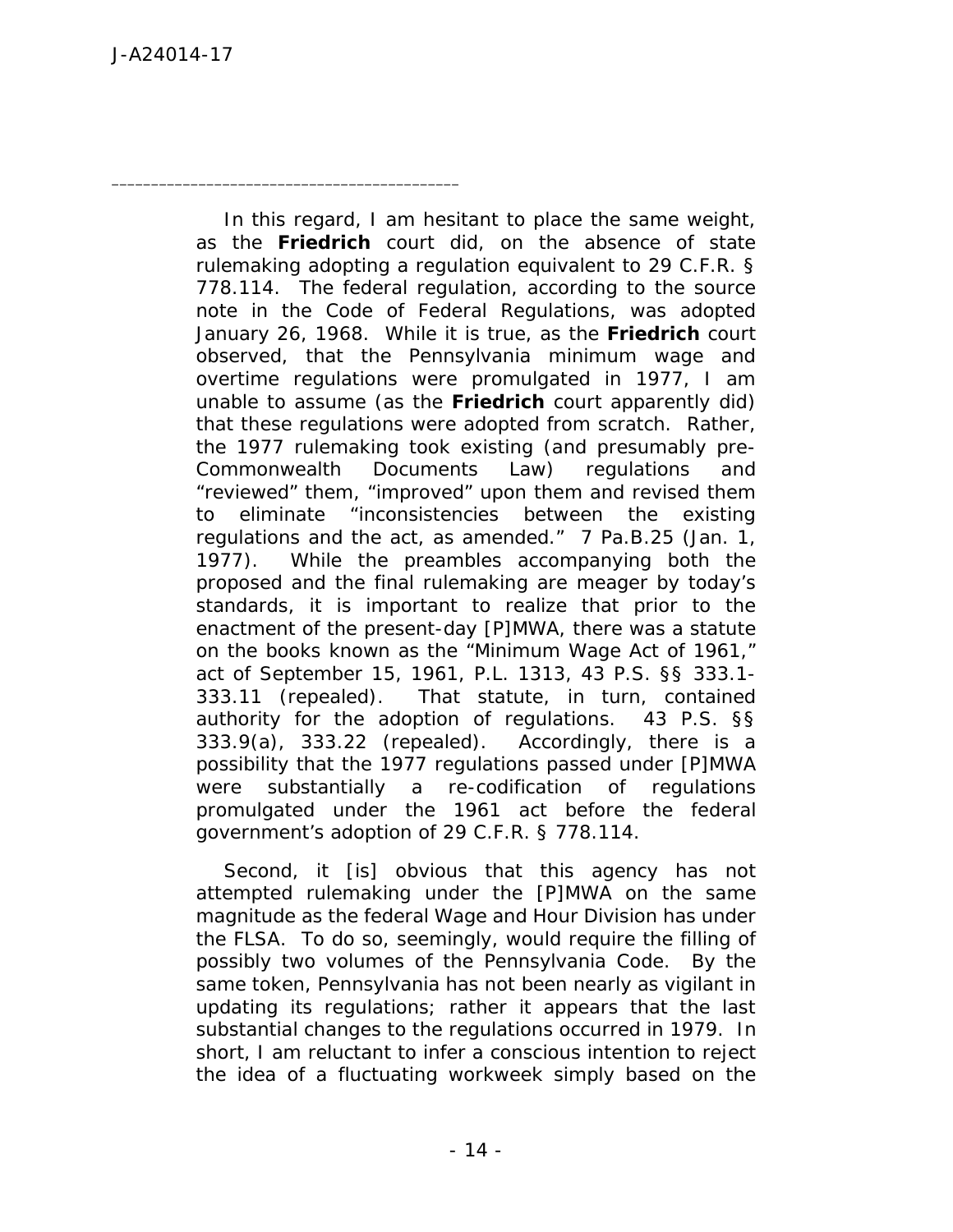---

In this regard, I am hesitant to place the same weight, as the **Friedrich** court did, on the absence of state rulemaking adopting a regulation equivalent to 29 C.F.R. § 778.114. The federal regulation, according to the source note in the Code of Federal Regulations, was adopted January 26, 1968. While it is true, as the **Friedrich** court observed, that the Pennsylvania minimum wage and overtime regulations were promulgated in 1977, I am unable to assume (as the **Friedrich** court apparently did) that these regulations were adopted from scratch. Rather, the 1977 rulemaking took existing (and presumably pre-Commonwealth Documents Law) regulations and "reviewed" them, "improved" upon them and revised them to eliminate "inconsistencies between the existing regulations and the act, as amended." 7 Pa.B.25 (Jan. 1, 1977). While the preambles accompanying both the proposed and the final rulemaking are meager by today's standards, it is important to realize that prior to the enactment of the present-day [P]MWA, there was a statute on the books known as the "Minimum Wage Act of 1961," act of September 15, 1961, P.L. 1313, 43 P.S. §§ 333.1-333.11 (repealed). That statute, in turn, contained authority for the adoption of regulations. 43 P.S. §§ 333.9(a), 333.22 (repealed). Accordingly, there is a possibility that the 1977 regulations passed under [P]MWA were substantially a re-codification of regulations promulgated under the 1961 act before the federal government's adoption of 29 C.F.R. § 778.114.

Second, it [is] obvious that this agency has not attempted rulemaking under the [P]MWA on the same magnitude as the federal Wage and Hour Division has under the FLSA. To do so, seemingly, would require the filling of possibly two volumes of the Pennsylvania Code. By the same token, Pennsylvania has not been nearly as vigilant in updating its regulations; rather it appears that the last substantial changes to the regulations occurred in 1979. In short, I am reluctant to infer a conscious intention to reject the idea of a fluctuating workweek simply based on the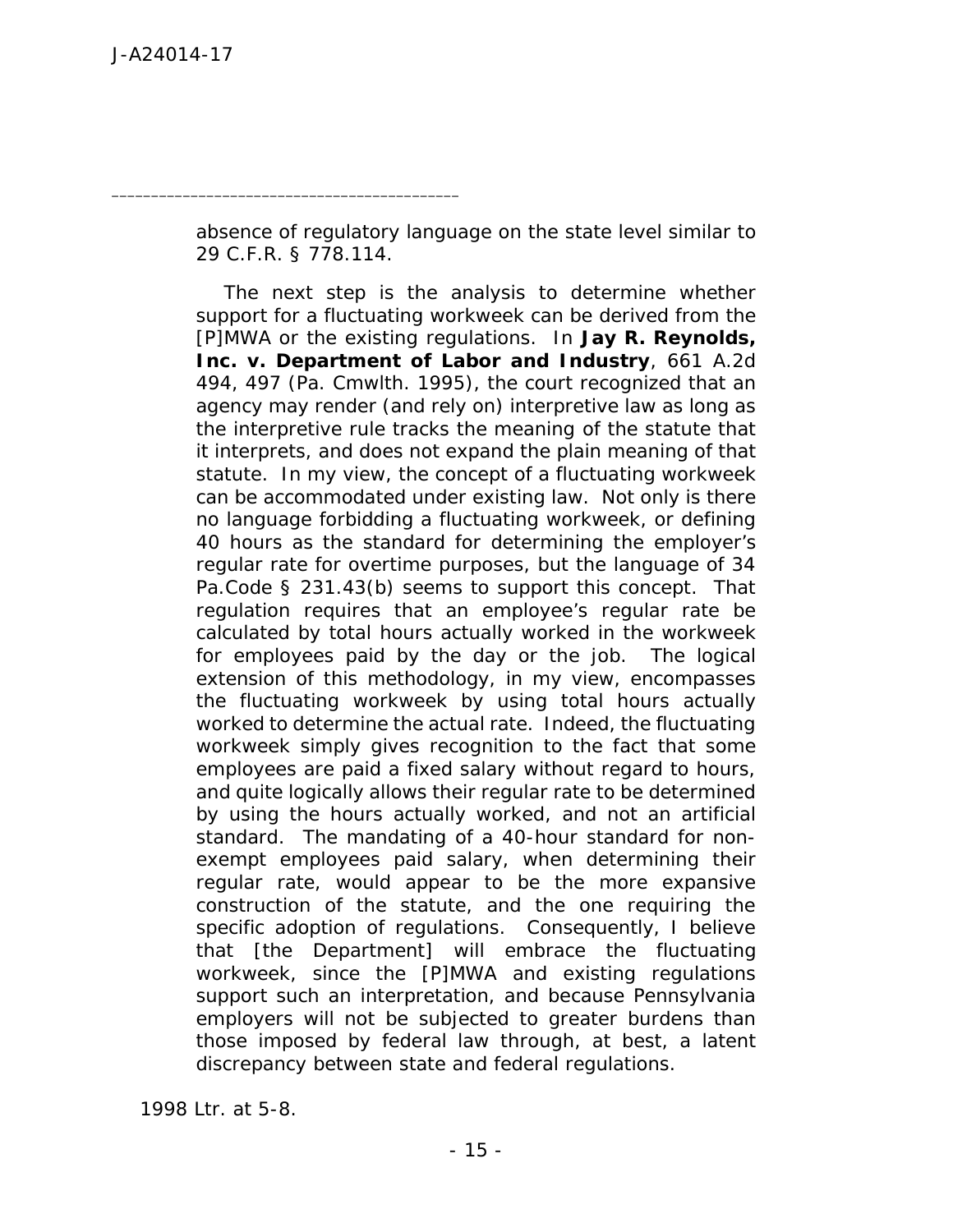absence of regulatory language on the state level similar to 29 C.F.R. § 778.114.

> The next step is the analysis to determine whether support for a fluctuating workweek can be derived from the [P]MWA or the existing regulations. In **Jay R. Reynolds, Inc. v. Department of Labor and Industry**, 661 A.2d 494, 497 (Pa. Cmwlth. 1995), the court recognized that an agency may render (and rely on) interpretive law as long as the interpretive rule tracks the meaning of the statute that it interprets, and does not expand the plain meaning of that statute. In my view, the concept of a fluctuating workweek can be accommodated under existing law. Not only is there no language forbidding a fluctuating workweek, or defining 40 hours as the standard for determining the employer's regular rate for overtime purposes, but the language of 34 Pa.Code § 231.43(b) seems to support this concept. That regulation requires that an employee's regular rate be calculated by total hours actually worked in the workweek for employees paid by the day or the job. The logical extension of this methodology, in my view, encompasses the fluctuating workweek by using total hours actually worked to determine the actual rate. Indeed, the fluctuating workweek simply gives recognition to the fact that some employees are paid a fixed salary without regard to hours, and quite logically allows their regular rate to be determined by using the hours actually worked, and not an artificial standard. The mandating of a 40-hour standard for non-exempt employees paid salary, when determining their regular rate, would appear to be the more expansive construction of the statute, and the one requiring the specific adoption of regulations. Consequently, I believe that [the Department] will embrace the fluctuating workweek, since the [P]MWA and existing regulations support such an interpretation, and because Pennsylvania employers will not be subjected to greater burdens than those imposed by federal law through, at best, a latent discrepancy between state and federal regulations.

1998 Ltr. at 5-8.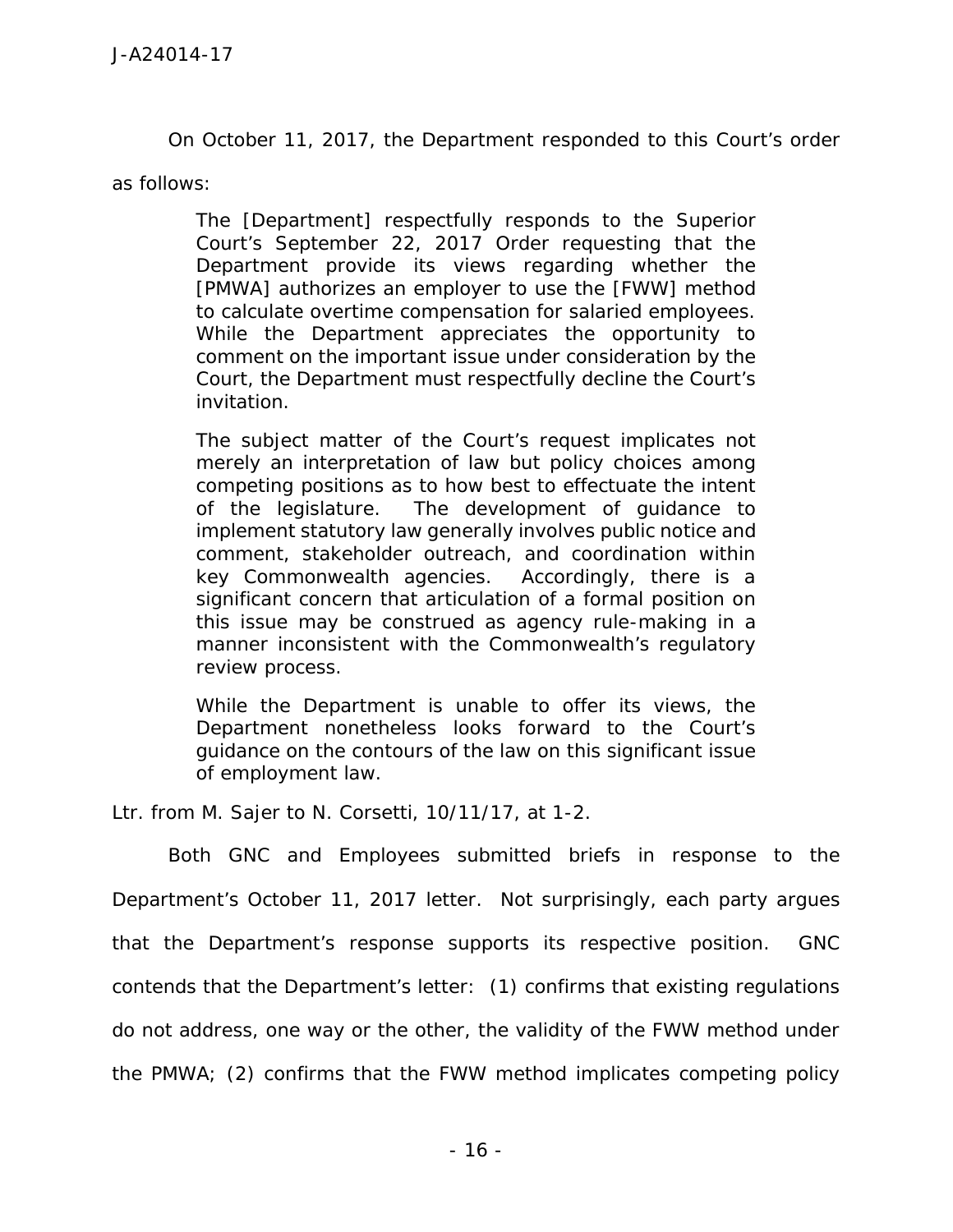On October 11, 2017, the Department responded to this Court's order as follows:

> The [Department] respectfully responds to the Superior Court's September 22, 2017 Order requesting that the Department provide its views regarding whether the [PMWA] authorizes an employer to use the [FWW] method to calculate overtime compensation for salaried employees. While the Department appreciates the opportunity to comment on the important issue under consideration by the Court, the Department must respectfully decline the Court's invitation.
>
> The subject matter of the Court's request implicates not merely an interpretation of law but policy choices among competing positions as to how best to effectuate the intent of the legislature. The development of guidance to implement statutory law generally involves public notice and comment, stakeholder outreach, and coordination within key Commonwealth agencies. Accordingly, there is a significant concern that articulation of a formal position on this issue may be construed as agency rule-making in a manner inconsistent with the Commonwealth's regulatory review process.
>
> While the Department is unable to offer its views, the Department nonetheless looks forward to the Court's guidance on the contours of the law on this significant issue of employment law.

Ltr. from M. Sajer to N. Corsetti, 10/11/17, at 1-2.

Both GNC and Employees submitted briefs in response to the Department's October 11, 2017 letter. Not surprisingly, each party argues that the Department's response supports its respective position. GNC contends that the Department's letter: (1) confirms that existing regulations do not address, one way or the other, the validity of the FWW method under the PMWA; (2) confirms that the FWW method implicates competing policy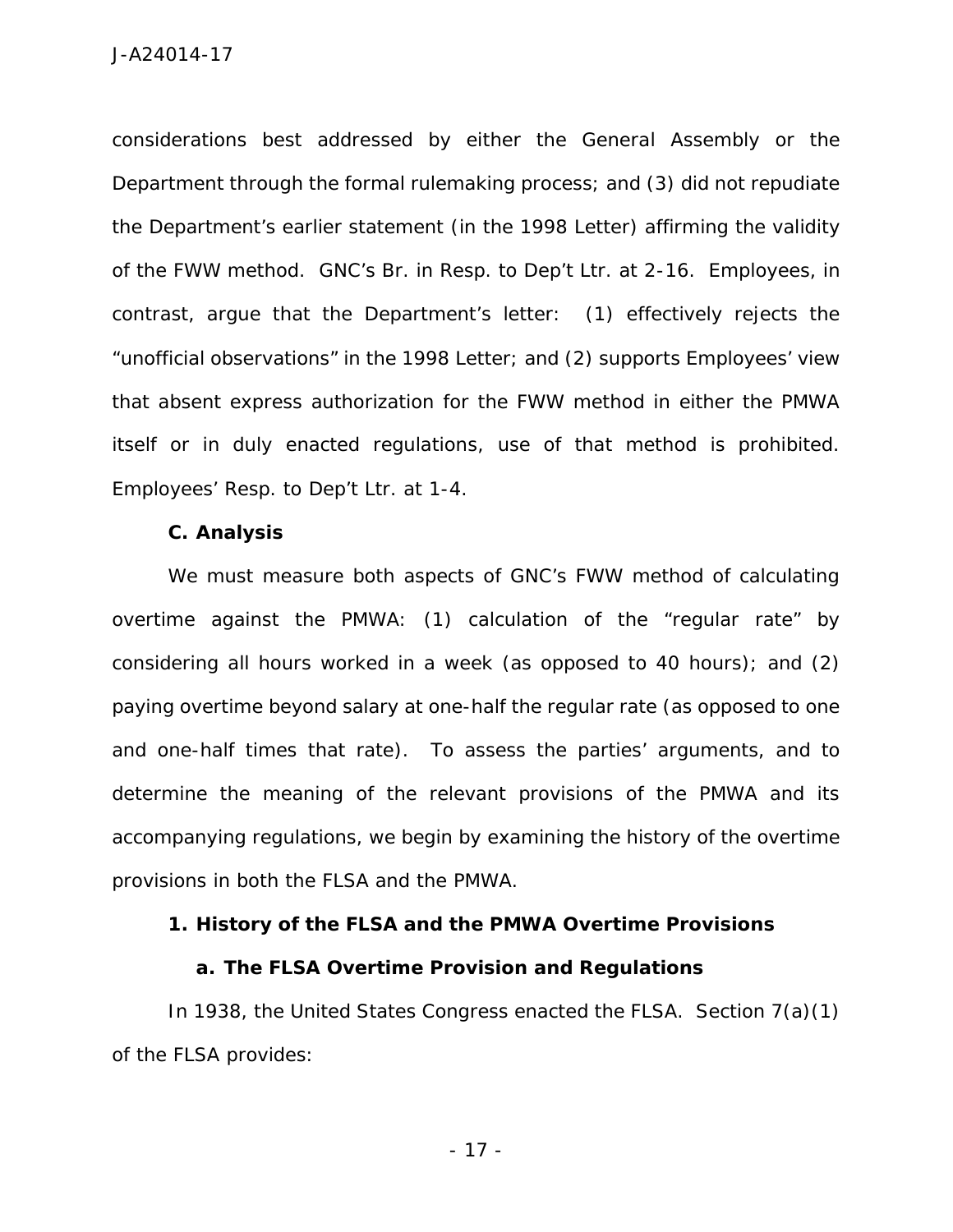considerations best addressed by either the General Assembly or the Department through the formal rulemaking process; and (3) did not repudiate the Department's earlier statement (in the 1998 Letter) affirming the validity of the FWW method. GNC's Br. in Resp. to Dep't Ltr. at 2-16. Employees, in contrast, argue that the Department's letter: (1) effectively rejects the "unofficial observations" in the 1998 Letter; and (2) supports Employees' view that absent express authorization for the FWW method in either the PMWA itself or in duly enacted regulations, use of that method is prohibited. Employees' Resp. to Dep't Ltr. at 1-4.

### C. Analysis

We must measure both aspects of GNC's FWW method of calculating overtime against the PMWA: (1) calculation of the "regular rate" by considering all hours worked in a week (as opposed to 40 hours); and (2) paying overtime beyond salary at one-half the regular rate (as opposed to one and one-half times that rate). To assess the parties' arguments, and to determine the meaning of the relevant provisions of the PMWA and its accompanying regulations, we begin by examining the history of the overtime provisions in both the FLSA and the PMWA.

#### 1. History of the FLSA and the PMWA Overtime Provisions

##### a. The FLSA Overtime Provision and Regulations

In 1938, the United States Congress enacted the FLSA. Section 7(a)(1) of the FLSA provides: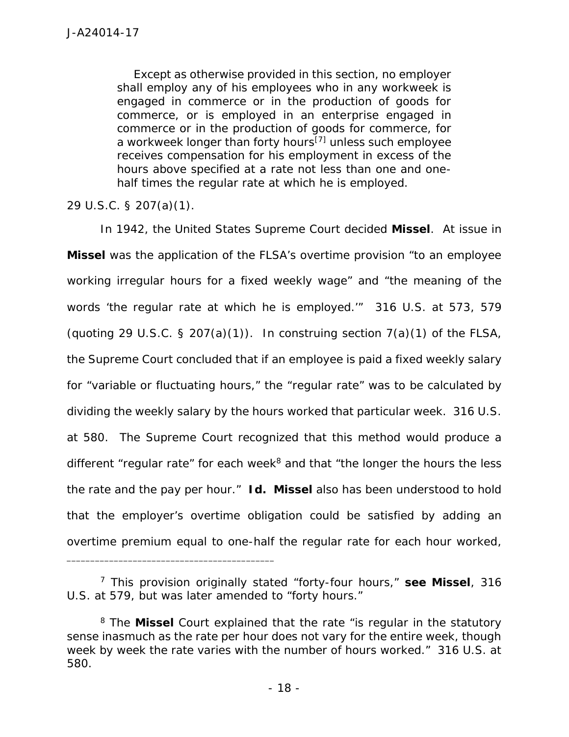> Except as otherwise provided in this section, no employer shall employ any of his employees who in any workweek is engaged in commerce or in the production of goods for commerce, or is employed in an enterprise engaged in commerce or in the production of goods for commerce, for a workweek longer than forty hours[7] unless such employee receives compensation for his employment in excess of the hours above specified at a rate not less than one and one-half times the regular rate at which he is employed.

29 U.S.C. § 207(a)(1).

In 1942, the United States Supreme Court decided **Missel**. At issue in **Missel** was the application of the FLSA's overtime provision "to an employee working irregular hours for a fixed weekly wage" and "the meaning of the words 'the regular rate at which he is employed.'" 316 U.S. at 573, 579 (quoting 29 U.S.C. § 207(a)(1)). In construing section 7(a)(1) of the FLSA, the Supreme Court concluded that if an employee is paid a fixed weekly salary for "variable or fluctuating hours," the "regular rate" was to be calculated by dividing the weekly salary by the hours worked that particular week. 316 U.S. at 580. The Supreme Court recognized that this method would produce a different "regular rate" for each week[8] and that "the longer the hours the less the rate and the pay per hour." **Id.** **Missel** also has been understood to hold that the employer's overtime obligation could be satisfied by adding an overtime premium equal to one-half the regular rate for each hour worked,

---

[7] This provision originally stated "forty-four hours," **see Missel**, 316 U.S. at 579, but was later amended to "forty hours."

[8] The **Missel** Court explained that the rate "is regular in the statutory sense inasmuch as the rate per hour does not vary for the entire week, though week by week the rate varies with the number of hours worked." 316 U.S. at 580.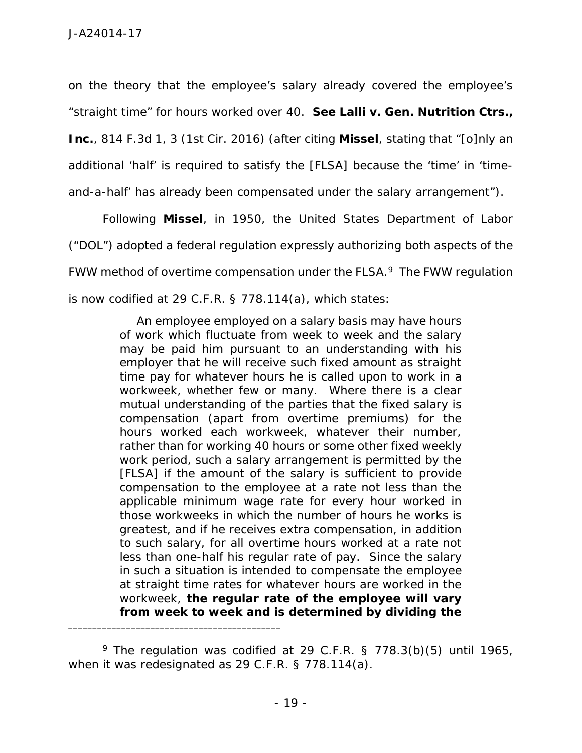on the theory that the employee's salary already covered the employee's "straight time" for hours worked over 40. **See Lalli v. Gen. Nutrition Ctrs., Inc.**, 814 F.3d 1, 3 (1st Cir. 2016) (after citing **Missel**, stating that "[o]nly an additional 'half' is required to satisfy the [FLSA] because the 'time' in 'time-and-a-half' has already been compensated under the salary arrangement").

Following **Missel**, in 1950, the United States Department of Labor ("DOL") adopted a federal regulation expressly authorizing both aspects of the FWW method of overtime compensation under the FLSA.[9] The FWW regulation is now codified at 29 C.F.R. § 778.114(a), which states:

> An employee employed on a salary basis may have hours of work which fluctuate from week to week and the salary may be paid him pursuant to an understanding with his employer that he will receive such fixed amount as straight time pay for whatever hours he is called upon to work in a workweek, whether few or many. Where there is a clear mutual understanding of the parties that the fixed salary is compensation (apart from overtime premiums) for the hours worked each workweek, whatever their number, rather than for working 40 hours or some other fixed weekly work period, such a salary arrangement is permitted by the [FLSA] if the amount of the salary is sufficient to provide compensation to the employee at a rate not less than the applicable minimum wage rate for every hour worked in those workweeks in which the number of hours he works is greatest, and if he receives extra compensation, in addition to such salary, for all overtime hours worked at a rate not less than one-half his regular rate of pay. Since the salary in such a situation is intended to compensate the employee at straight time rates for whatever hours are worked in the workweek, **the regular rate of the employee will vary from week to week and is determined by dividing the**

---

[9] The regulation was codified at 29 C.F.R. § 778.3(b)(5) until 1965, when it was redesignated as 29 C.F.R. § 778.114(a).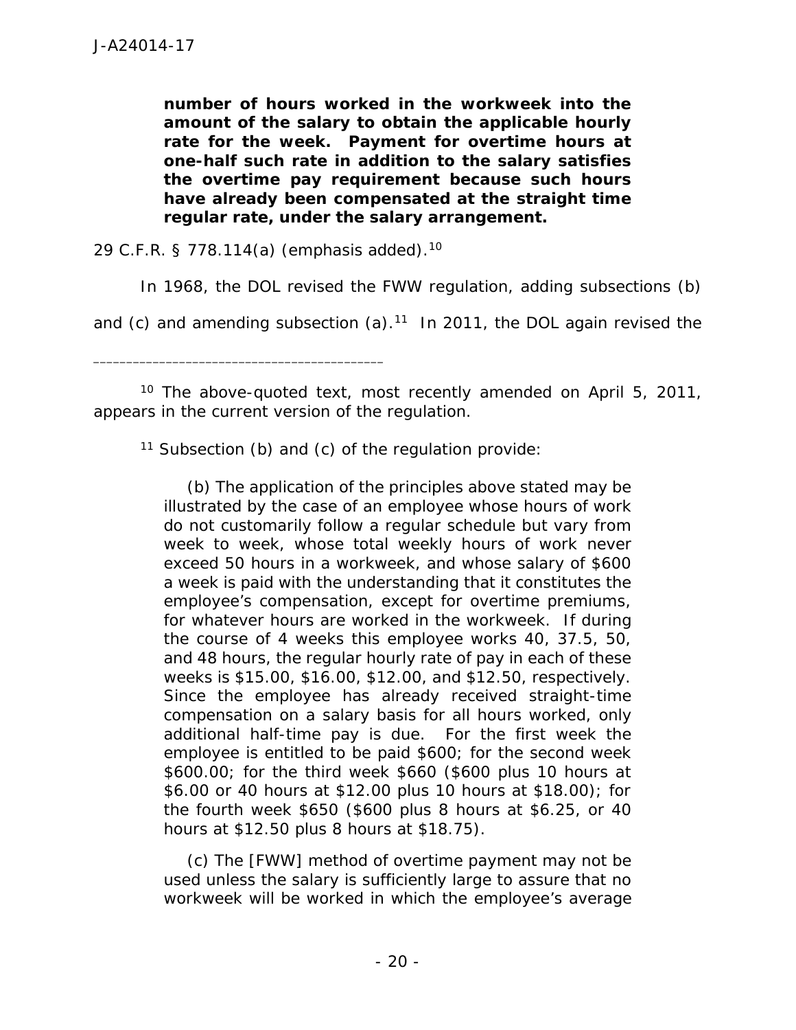> **number of hours worked in the workweek into the amount of the salary to obtain the applicable hourly rate for the week. Payment for overtime hours at one-half such rate in addition to the salary satisfies the overtime pay requirement because such hours have already been compensated at the straight time regular rate, under the salary arrangement.**

29 C.F.R. § 778.114(a) (emphasis added).[10]

In 1968, the DOL revised the FWW regulation, adding subsections (b) and (c) and amending subsection (a).[11] In 2011, the DOL again revised the

---

[10] The above-quoted text, most recently amended on April 5, 2011, appears in the current version of the regulation.

[11] Subsection (b) and (c) of the regulation provide:

> (b) The application of the principles above stated may be illustrated by the case of an employee whose hours of work do not customarily follow a regular schedule but vary from week to week, whose total weekly hours of work never exceed 50 hours in a workweek, and whose salary of $600 a week is paid with the understanding that it constitutes the employee's compensation, except for overtime premiums, for whatever hours are worked in the workweek. If during the course of 4 weeks this employee works 40, 37.5, 50, and 48 hours, the regular hourly rate of pay in each of these weeks is $15.00, $16.00, $12.00, and $12.50, respectively. Since the employee has already received straight-time compensation on a salary basis for all hours worked, only additional half-time pay is due. For the first week the employee is entitled to be paid $600; for the second week $600.00; for the third week $660 ($600 plus 10 hours at $6.00 or 40 hours at $12.00 plus 10 hours at $18.00); for the fourth week $650 ($600 plus 8 hours at $6.25, or 40 hours at $12.50 plus 8 hours at $18.75).
>
> (c) The [FWW] method of overtime payment may not be used unless the salary is sufficiently large to assure that no workweek will be worked in which the employee's average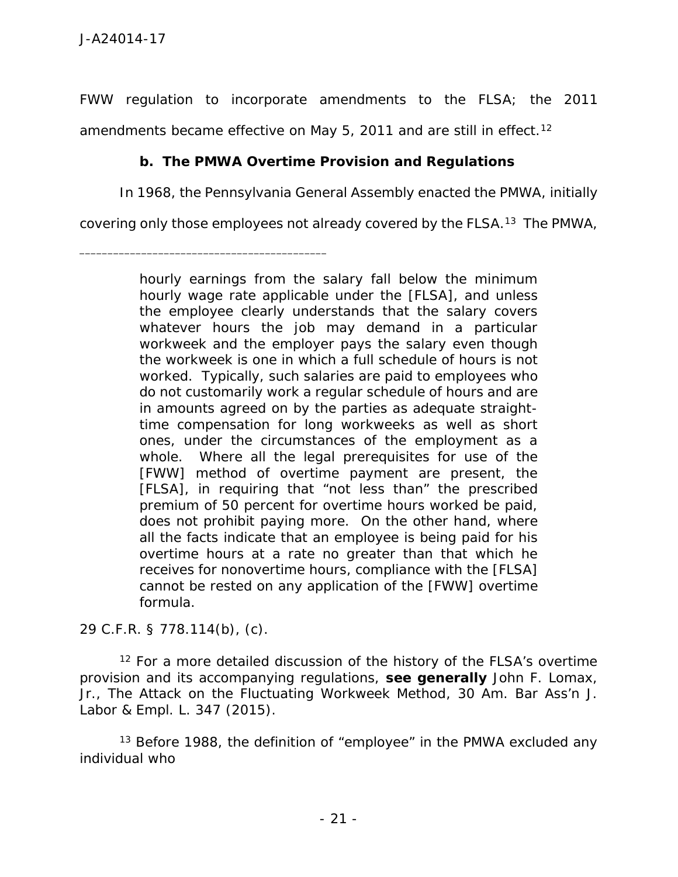FWW regulation to incorporate amendments to the FLSA; the 2011 amendments became effective on May 5, 2011 and are still in effect.[12]

**b. The PMWA Overtime Provision and Regulations**

In 1968, the Pennsylvania General Assembly enacted the PMWA, initially covering only those employees not already covered by the FLSA.[13] The PMWA,

---

> hourly earnings from the salary fall below the minimum hourly wage rate applicable under the [FLSA], and unless the employee clearly understands that the salary covers whatever hours the job may demand in a particular workweek and the employer pays the salary even though the workweek is one in which a full schedule of hours is not worked. Typically, such salaries are paid to employees who do not customarily work a regular schedule of hours and are in amounts agreed on by the parties as adequate straight-time compensation for long workweeks as well as short ones, under the circumstances of the employment as a whole. Where all the legal prerequisites for use of the [FWW] method of overtime payment are present, the [FLSA], in requiring that "not less than" the prescribed premium of 50 percent for overtime hours worked be paid, does not prohibit paying more. On the other hand, where all the facts indicate that an employee is being paid for his overtime hours at a rate no greater than that which he receives for nonovertime hours, compliance with the [FLSA] cannot be rested on any application of the [FWW] overtime formula.

29 C.F.R. § 778.114(b), (c).

[12] For a more detailed discussion of the history of the FLSA's overtime provision and its accompanying regulations, **see generally** John F. Lomax, Jr., The Attack on the Fluctuating Workweek Method, 30 Am. Bar Ass'n J. Labor & Empl. L. 347 (2015).

[13] Before 1988, the definition of "employee" in the PMWA excluded any individual who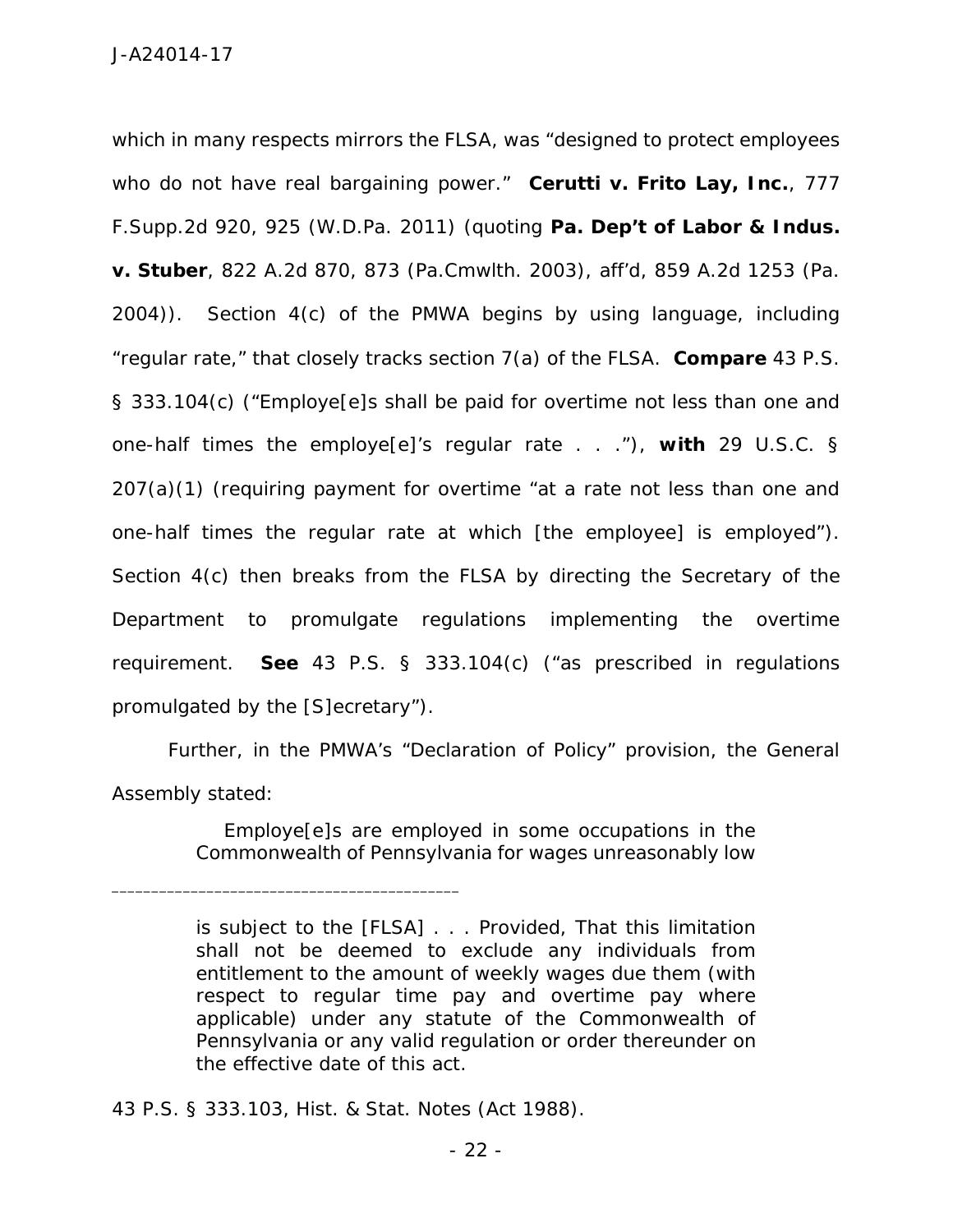which in many respects mirrors the FLSA, was "designed to protect employees who do not have real bargaining power." **Cerutti v. Frito Lay, Inc.**, 777 F.Supp.2d 920, 925 (W.D.Pa. 2011) (quoting **Pa. Dep't of Labor & Indus. v. Stuber**, 822 A.2d 870, 873 (Pa.Cmwlth. 2003), aff'd, 859 A.2d 1253 (Pa. 2004)). Section 4(c) of the PMWA begins by using language, including "regular rate," that closely tracks section 7(a) of the FLSA. **Compare** 43 P.S. § 333.104(c) ("Employe[e]s shall be paid for overtime not less than one and one-half times the employe[e]'s regular rate . . ."), **with** 29 U.S.C. § 207(a)(1) (requiring payment for overtime "at a rate not less than one and one-half times the regular rate at which [the employee] is employed"). Section 4(c) then breaks from the FLSA by directing the Secretary of the Department to promulgate regulations implementing the overtime requirement. **See** 43 P.S. § 333.104(c) ("as prescribed in regulations promulgated by the [S]ecretary").

Further, in the PMWA's "Declaration of Policy" provision, the General Assembly stated:

> Employe[e]s are employed in some occupations in the Commonwealth of Pennsylvania for wages unreasonably low

---

> is subject to the [FLSA] . . . Provided, That this limitation shall not be deemed to exclude any individuals from entitlement to the amount of weekly wages due them (with respect to regular time pay and overtime pay where applicable) under any statute of the Commonwealth of Pennsylvania or any valid regulation or order thereunder on the effective date of this act.

43 P.S. § 333.103, Hist. & Stat. Notes (Act 1988).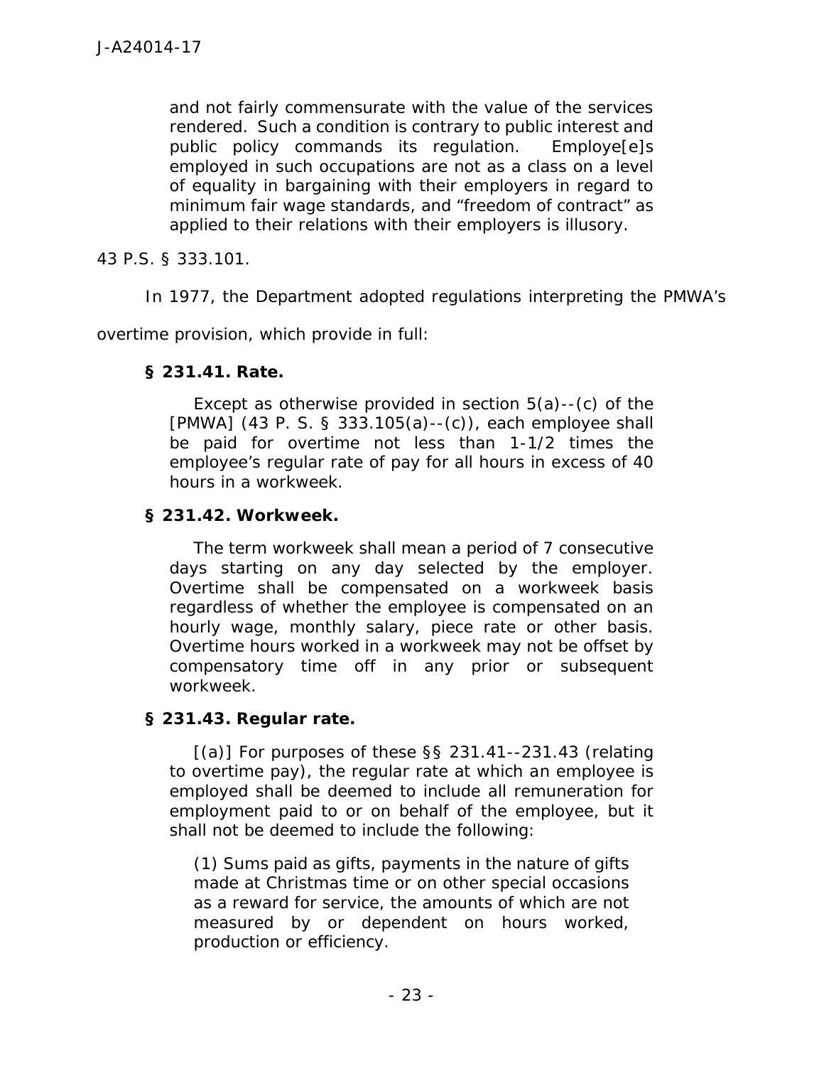> and not fairly commensurate with the value of the services rendered. Such a condition is contrary to public interest and public policy commands its regulation. Employe[e]s employed in such occupations are not as a class on a level of equality in bargaining with their employers in regard to minimum fair wage standards, and "freedom of contract" as applied to their relations with their employers is illusory.

43 P.S. § 333.101.

In 1977, the Department adopted regulations interpreting the PMWA's overtime provision, which provide in full:

> **§ 231.41. Rate.**
>
> Except as otherwise provided in section 5(a)--(c) of the [PMWA] (43 P. S. § 333.105(a)--(c)), each employee shall be paid for overtime not less than 1-1/2 times the employee's regular rate of pay for all hours in excess of 40 hours in a workweek.
>
> **§ 231.42. Workweek.**
>
> The term workweek shall mean a period of 7 consecutive days starting on any day selected by the employer. Overtime shall be compensated on a workweek basis regardless of whether the employee is compensated on an hourly wage, monthly salary, piece rate or other basis. Overtime hours worked in a workweek may not be offset by compensatory time off in any prior or subsequent workweek.
>
> **§ 231.43. Regular rate.**
>
> [(a)] For purposes of these §§ 231.41--231.43 (relating to overtime pay), the regular rate at which an employee is employed shall be deemed to include all remuneration for employment paid to or on behalf of the employee, but it shall not be deemed to include the following:
>
> > (1) Sums paid as gifts, payments in the nature of gifts made at Christmas time or on other special occasions as a reward for service, the amounts of which are not measured by or dependent on hours worked, production or efficiency.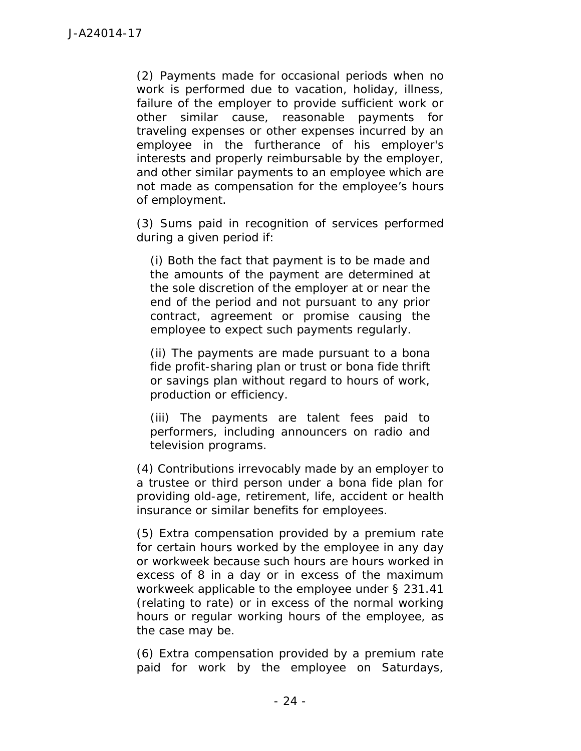(2) Payments made for occasional periods when no work is performed due to vacation, holiday, illness, failure of the employer to provide sufficient work or other similar cause, reasonable payments for traveling expenses or other expenses incurred by an employee in the furtherance of his employer's interests and properly reimbursable by the employer, and other similar payments to an employee which are not made as compensation for the employee's hours of employment.

(3) Sums paid in recognition of services performed during a given period if:

> (i) Both the fact that payment is to be made and the amounts of the payment are determined at the sole discretion of the employer at or near the end of the period and not pursuant to any prior contract, agreement or promise causing the employee to expect such payments regularly.
>
> (ii) The payments are made pursuant to a bona fide profit-sharing plan or trust or bona fide thrift or savings plan without regard to hours of work, production or efficiency.
>
> (iii) The payments are talent fees paid to performers, including announcers on radio and television programs.

(4) Contributions irrevocably made by an employer to a trustee or third person under a bona fide plan for providing old-age, retirement, life, accident or health insurance or similar benefits for employees.

(5) Extra compensation provided by a premium rate for certain hours worked by the employee in any day or workweek because such hours are hours worked in excess of 8 in a day or in excess of the maximum workweek applicable to the employee under § 231.41 (relating to rate) or in excess of the normal working hours or regular working hours of the employee, as the case may be.

(6) Extra compensation provided by a premium rate paid for work by the employee on Saturdays,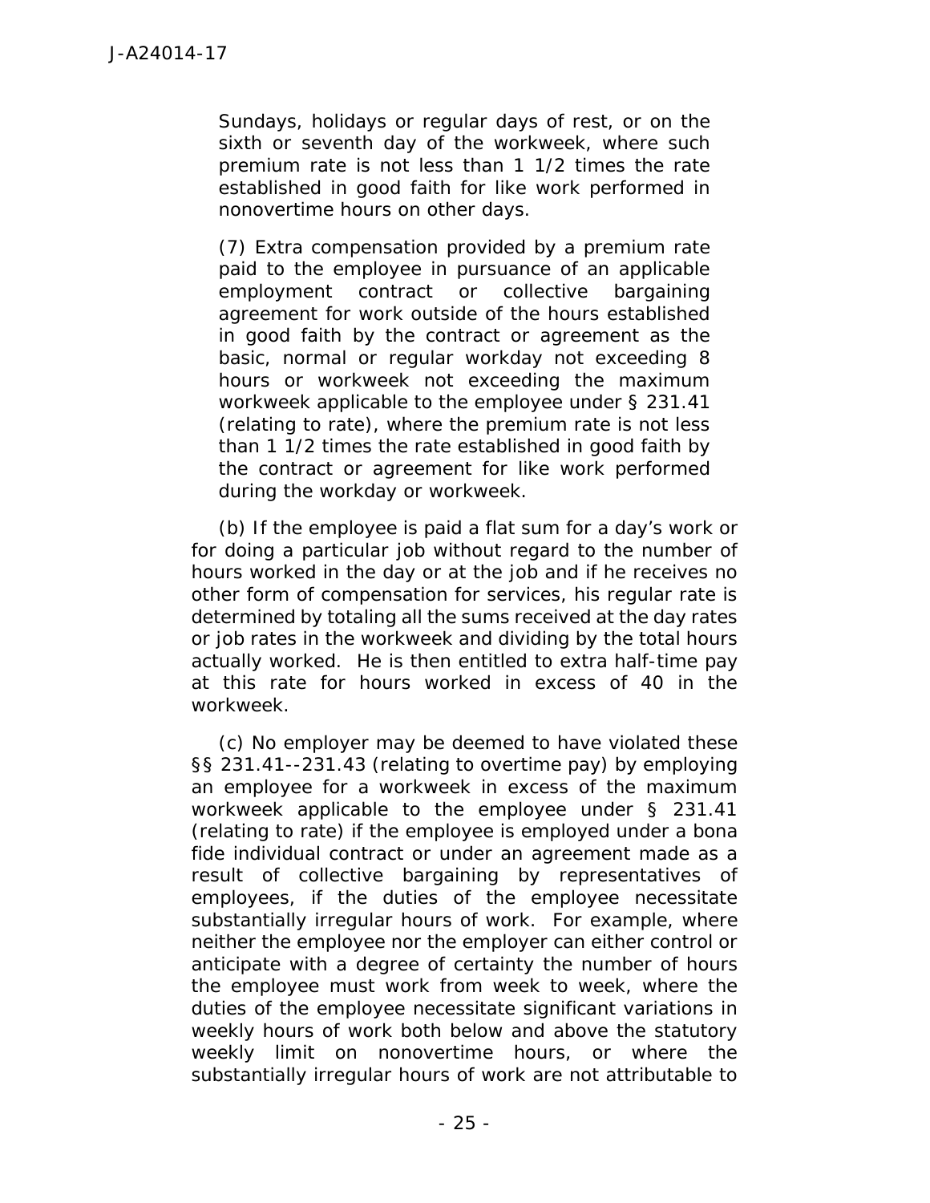Sundays, holidays or regular days of rest, or on the sixth or seventh day of the workweek, where such premium rate is not less than 1 1/2 times the rate established in good faith for like work performed in nonovertime hours on other days.

> (7) Extra compensation provided by a premium rate paid to the employee in pursuance of an applicable employment contract or collective bargaining agreement for work outside of the hours established in good faith by the contract or agreement as the basic, normal or regular workday not exceeding 8 hours or workweek not exceeding the maximum workweek applicable to the employee under § 231.41 (relating to rate), where the premium rate is not less than 1 1/2 times the rate established in good faith by the contract or agreement for like work performed during the workday or workweek.

(b) If the employee is paid a flat sum for a day's work or for doing a particular job without regard to the number of hours worked in the day or at the job and if he receives no other form of compensation for services, his regular rate is determined by totaling all the sums received at the day rates or job rates in the workweek and dividing by the total hours actually worked. He is then entitled to extra half-time pay at this rate for hours worked in excess of 40 in the workweek.

(c) No employer may be deemed to have violated these §§ 231.41--231.43 (relating to overtime pay) by employing an employee for a workweek in excess of the maximum workweek applicable to the employee under § 231.41 (relating to rate) if the employee is employed under a bona fide individual contract or under an agreement made as a result of collective bargaining by representatives of employees, if the duties of the employee necessitate substantially irregular hours of work. For example, where neither the employee nor the employer can either control or anticipate with a degree of certainty the number of hours the employee must work from week to week, where the duties of the employee necessitate significant variations in weekly hours of work both below and above the statutory weekly limit on nonovertime hours, or where the substantially irregular hours of work are not attributable to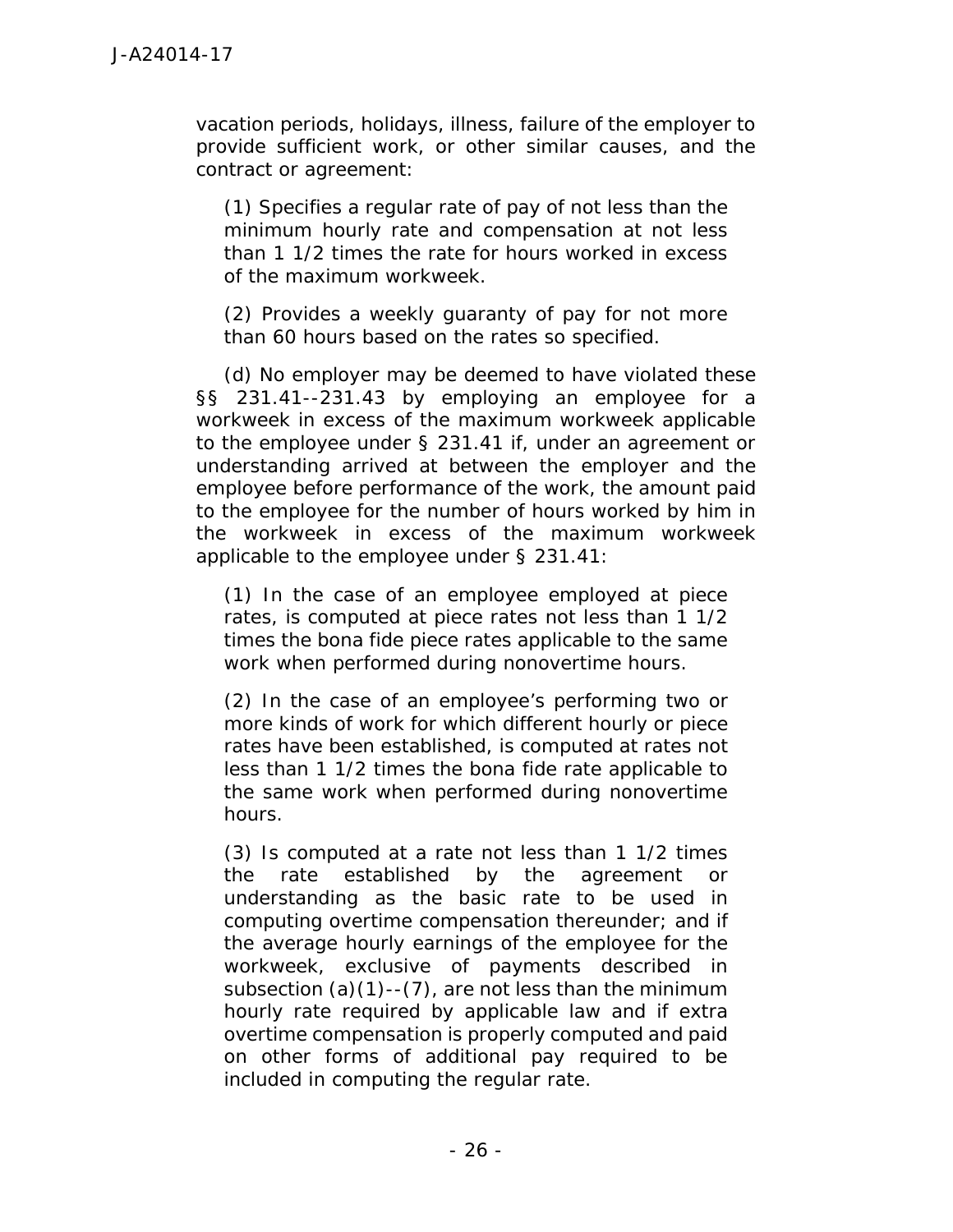vacation periods, holidays, illness, failure of the employer to provide sufficient work, or other similar causes, and the contract or agreement:

> (1) Specifies a regular rate of pay of not less than the minimum hourly rate and compensation at not less than 1 1/2 times the rate for hours worked in excess of the maximum workweek.
>
> (2) Provides a weekly guaranty of pay for not more than 60 hours based on the rates so specified.

(d) No employer may be deemed to have violated these §§ 231.41--231.43 by employing an employee for a workweek in excess of the maximum workweek applicable to the employee under § 231.41 if, under an agreement or understanding arrived at between the employer and the employee before performance of the work, the amount paid to the employee for the number of hours worked by him in the workweek in excess of the maximum workweek applicable to the employee under § 231.41:

> (1) In the case of an employee employed at piece rates, is computed at piece rates not less than 1 1/2 times the bona fide piece rates applicable to the same work when performed during nonovertime hours.
>
> (2) In the case of an employee's performing two or more kinds of work for which different hourly or piece rates have been established, is computed at rates not less than 1 1/2 times the bona fide rate applicable to the same work when performed during nonovertime hours.
>
> (3) Is computed at a rate not less than 1 1/2 times the rate established by the agreement or understanding as the basic rate to be used in computing overtime compensation thereunder; and if the average hourly earnings of the employee for the workweek, exclusive of payments described in subsection (a)(1)--(7), are not less than the minimum hourly rate required by applicable law and if extra overtime compensation is properly computed and paid on other forms of additional pay required to be included in computing the regular rate.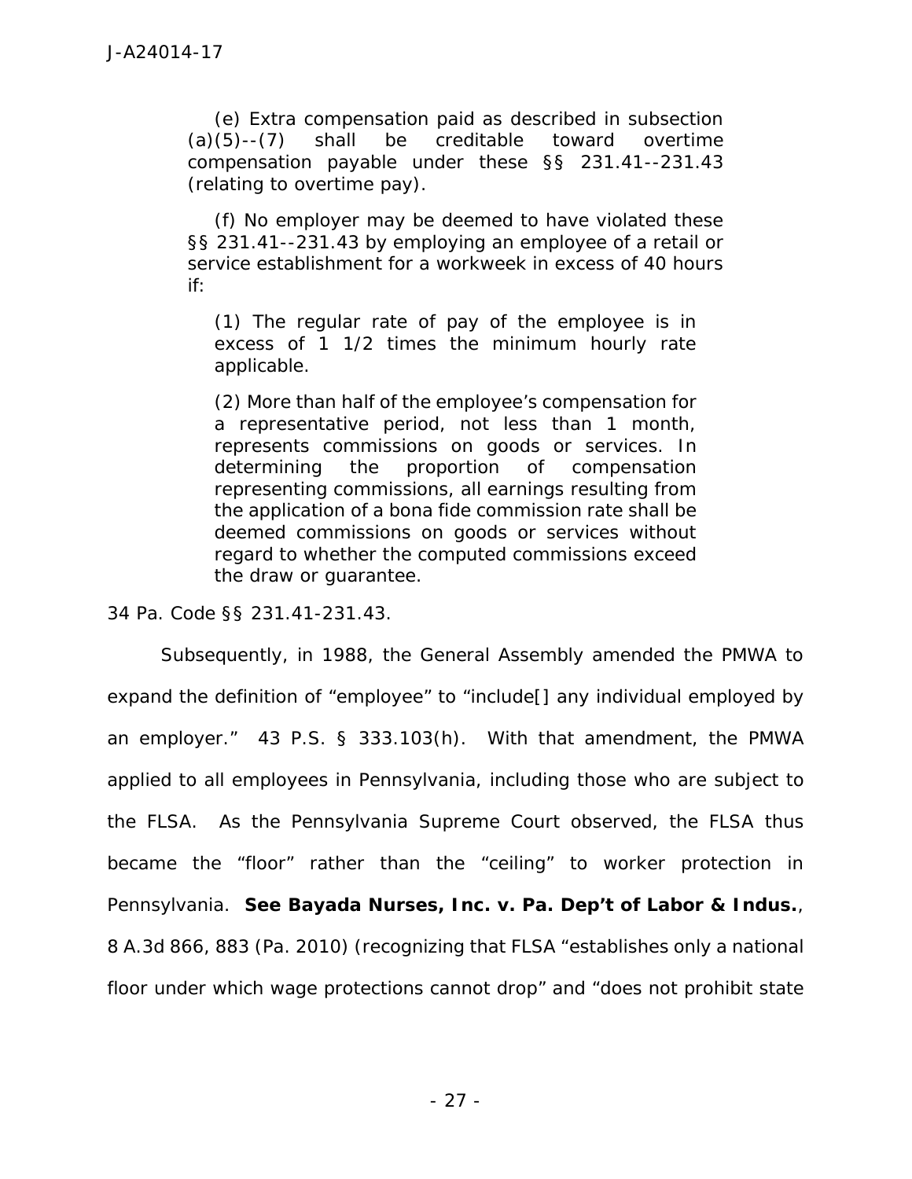(e) Extra compensation paid as described in subsection (a)(5)--(7) shall be creditable toward overtime compensation payable under these §§ 231.41--231.43 (relating to overtime pay).

(f) No employer may be deemed to have violated these §§ 231.41--231.43 by employing an employee of a retail or service establishment for a workweek in excess of 40 hours if:

> (1) The regular rate of pay of the employee is in excess of 1 1/2 times the minimum hourly rate applicable.
>
> (2) More than half of the employee's compensation for a representative period, not less than 1 month, represents commissions on goods or services. In determining the proportion of compensation representing commissions, all earnings resulting from the application of a bona fide commission rate shall be deemed commissions on goods or services without regard to whether the computed commissions exceed the draw or guarantee.

34 Pa. Code §§ 231.41-231.43.

Subsequently, in 1988, the General Assembly amended the PMWA to expand the definition of "employee" to "include[] any individual employed by an employer." 43 P.S. § 333.103(h). With that amendment, the PMWA applied to all employees in Pennsylvania, including those who are subject to the FLSA. As the Pennsylvania Supreme Court observed, the FLSA thus became the "floor" rather than the "ceiling" to worker protection in Pennsylvania. **See Bayada Nurses, Inc. v. Pa. Dep't of Labor & Indus.**, 8 A.3d 866, 883 (Pa. 2010) (recognizing that FLSA "establishes only a national floor under which wage protections cannot drop" and "does not prohibit state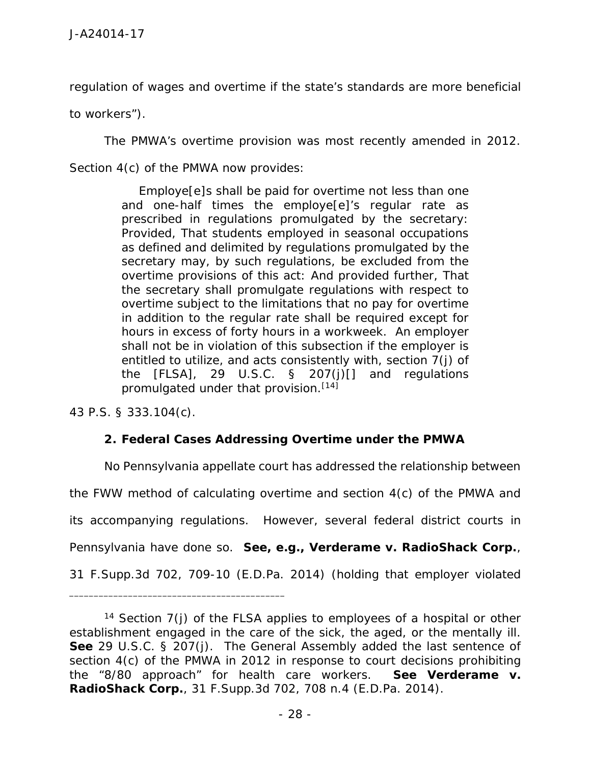regulation of wages and overtime if the state's standards are more beneficial to workers").

The PMWA's overtime provision was most recently amended in 2012. Section 4(c) of the PMWA now provides:

> Employe[e]s shall be paid for overtime not less than one and one-half times the employe[e]'s regular rate as prescribed in regulations promulgated by the secretary: Provided, That students employed in seasonal occupations as defined and delimited by regulations promulgated by the secretary may, by such regulations, be excluded from the overtime provisions of this act: And provided further, That the secretary shall promulgate regulations with respect to overtime subject to the limitations that no pay for overtime in addition to the regular rate shall be required except for hours in excess of forty hours in a workweek. An employer shall not be in violation of this subsection if the employer is entitled to utilize, and acts consistently with, section 7(j) of the [FLSA], 29 U.S.C. § 207(j)[] and regulations promulgated under that provision.[14]

43 P.S. § 333.104(c).

### 2. Federal Cases Addressing Overtime under the PMWA

No Pennsylvania appellate court has addressed the relationship between the FWW method of calculating overtime and section 4(c) of the PMWA and its accompanying regulations. However, several federal district courts in Pennsylvania have done so. **See, e.g., Verderame v. RadioShack Corp.**, 31 F.Supp.3d 702, 709-10 (E.D.Pa. 2014) (holding that employer violated

---

[14] Section 7(j) of the FLSA applies to employees of a hospital or other establishment engaged in the care of the sick, the aged, or the mentally ill. **See** 29 U.S.C. § 207(j). The General Assembly added the last sentence of section 4(c) of the PMWA in 2012 in response to court decisions prohibiting the "8/80 approach" for health care workers. **See Verderame v. RadioShack Corp.**, 31 F.Supp.3d 702, 708 n.4 (E.D.Pa. 2014).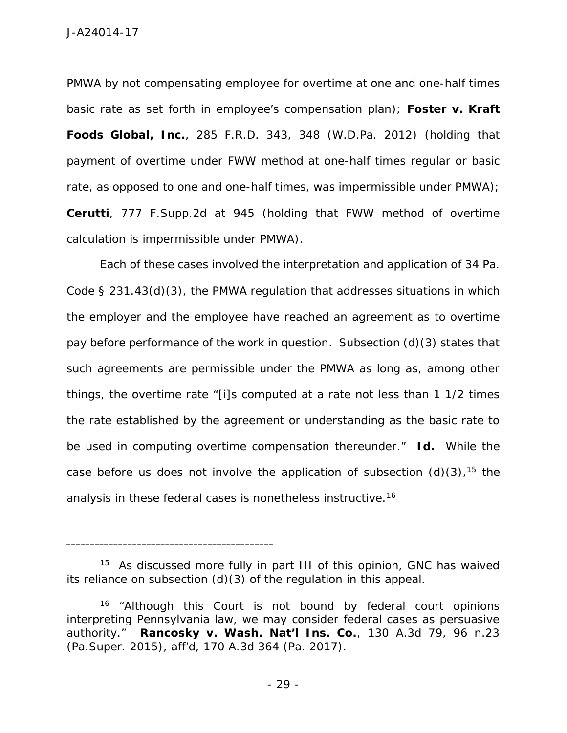PMWA by not compensating employee for overtime at one and one-half times basic rate as set forth in employee's compensation plan); **Foster v. Kraft Foods Global, Inc.**, 285 F.R.D. 343, 348 (W.D.Pa. 2012) (holding that payment of overtime under FWW method at one-half times regular or basic rate, as opposed to one and one-half times, was impermissible under PMWA); **Cerutti**, 777 F.Supp.2d at 945 (holding that FWW method of overtime calculation is impermissible under PMWA).

Each of these cases involved the interpretation and application of 34 Pa. Code § 231.43(d)(3), the PMWA regulation that addresses situations in which the employer and the employee have reached an agreement as to overtime pay before performance of the work in question. Subsection (d)(3) states that such agreements are permissible under the PMWA as long as, among other things, the overtime rate "[i]s computed at a rate not less than 1 1/2 times the rate established by the agreement or understanding as the basic rate to be used in computing overtime compensation thereunder." **Id.** While the case before us does not involve the application of subsection (d)(3),[15] the analysis in these federal cases is nonetheless instructive.[16]

---

[15] As discussed more fully in part III of this opinion, GNC has waived its reliance on subsection (d)(3) of the regulation in this appeal.

[16] "Although this Court is not bound by federal court opinions interpreting Pennsylvania law, we may consider federal cases as persuasive authority." **Rancosky v. Wash. Nat'l Ins. Co.**, 130 A.3d 79, 96 n.23 (Pa.Super. 2015), aff'd, 170 A.3d 364 (Pa. 2017).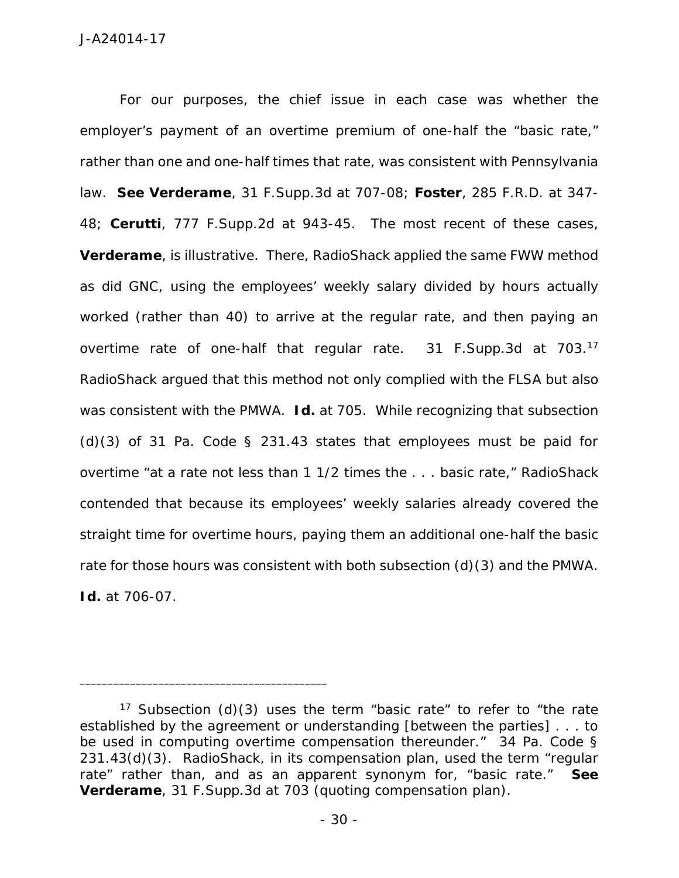For our purposes, the chief issue in each case was whether the employer's payment of an overtime premium of one-half the "basic rate," rather than one and one-half times that rate, was consistent with Pennsylvania law. **See Verderame**, 31 F.Supp.3d at 707-08; **Foster**, 285 F.R.D. at 347-48; **Cerutti**, 777 F.Supp.2d at 943-45. The most recent of these cases, **Verderame**, is illustrative. There, RadioShack applied the same FWW method as did GNC, using the employees' weekly salary divided by hours actually worked (rather than 40) to arrive at the regular rate, and then paying an overtime rate of one-half that regular rate. 31 F.Supp.3d at 703.[17] RadioShack argued that this method not only complied with the FLSA but also was consistent with the PMWA. **Id.** at 705. While recognizing that subsection (d)(3) of 31 Pa. Code § 231.43 states that employees must be paid for overtime "at a rate not less than 1 1/2 times the . . . basic rate," RadioShack contended that because its employees' weekly salaries already covered the straight time for overtime hours, paying them an additional one-half the basic rate for those hours was consistent with both subsection (d)(3) and the PMWA. **Id.** at 706-07.

---

[17] Subsection (d)(3) uses the term "basic rate" to refer to "the rate established by the agreement or understanding [between the parties] . . . to be used in computing overtime compensation thereunder." 34 Pa. Code § 231.43(d)(3). RadioShack, in its compensation plan, used the term "regular rate" rather than, and as an apparent synonym for, "basic rate." **See Verderame**, 31 F.Supp.3d at 703 (quoting compensation plan).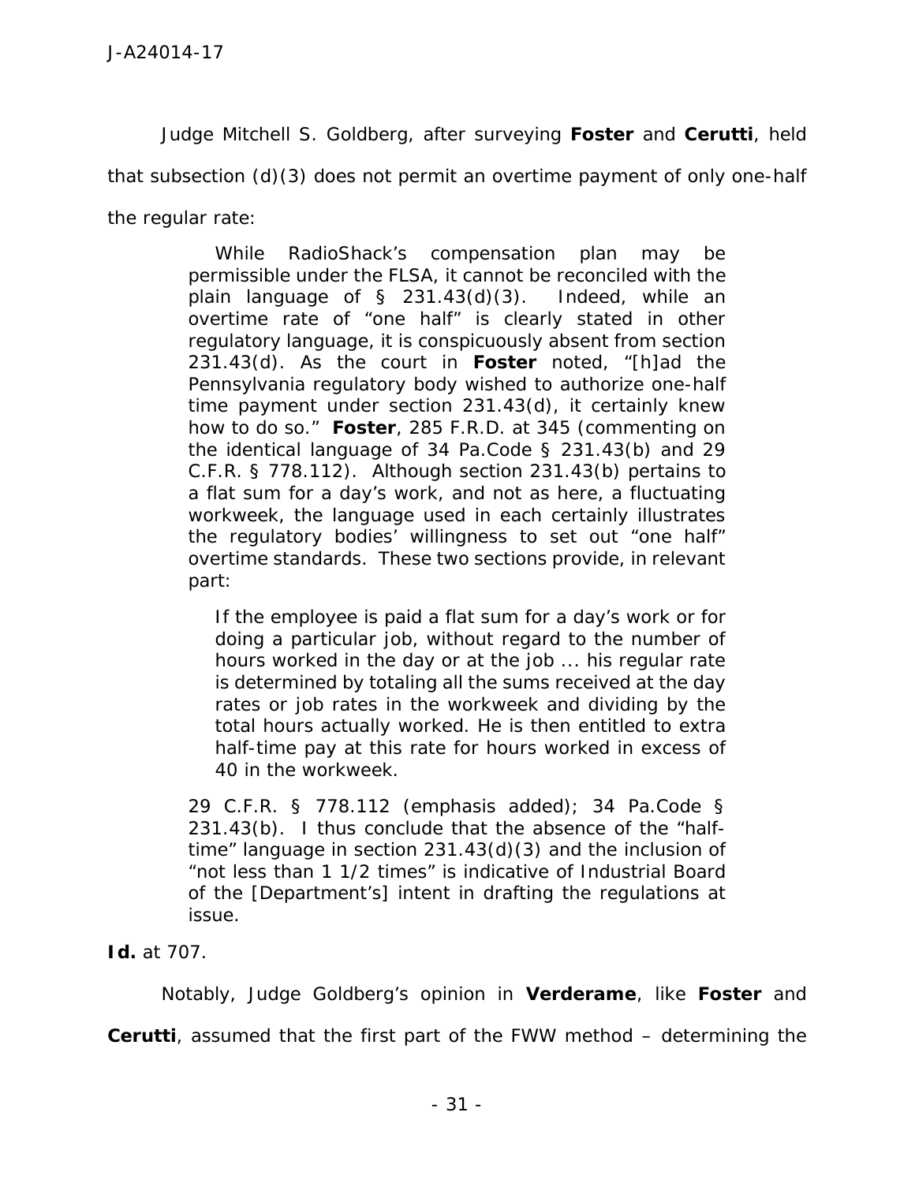Judge Mitchell S. Goldberg, after surveying **Foster** and **Cerutti**, held that subsection (d)(3) does not permit an overtime payment of only one-half the regular rate:

> While RadioShack's compensation plan may be permissible under the FLSA, it cannot be reconciled with the plain language of § 231.43(d)(3). Indeed, while an overtime rate of "one half" is clearly stated in other regulatory language, it is conspicuously absent from section 231.43(d). As the court in **Foster** noted, "[h]ad the Pennsylvania regulatory body wished to authorize one-half time payment under section 231.43(d), it certainly knew how to do so." **Foster**, 285 F.R.D. at 345 (commenting on the identical language of 34 Pa.Code § 231.43(b) and 29 C.F.R. § 778.112). Although section 231.43(b) pertains to a flat sum for a day's work, and not as here, a fluctuating workweek, the language used in each certainly illustrates the regulatory bodies' willingness to set out "one half" overtime standards. These two sections provide, in relevant part:
>
> > If the employee is paid a flat sum for a day's work or for doing a particular job, without regard to the number of hours worked in the day or at the job ... his regular rate is determined by totaling all the sums received at the day rates or job rates in the workweek and dividing by the total hours actually worked. He is then entitled to extra half-time pay at this rate for hours worked in excess of 40 in the workweek.
>
> 29 C.F.R. § 778.112 (emphasis added); 34 Pa.Code § 231.43(b). I thus conclude that the absence of the "half-time" language in section 231.43(d)(3) and the inclusion of "not less than 1 1/2 times" is indicative of Industrial Board of the [Department's] intent in drafting the regulations at issue.

**Id.** at 707.

Notably, Judge Goldberg's opinion in **Verderame**, like **Foster** and **Cerutti**, assumed that the first part of the FWW method – determining the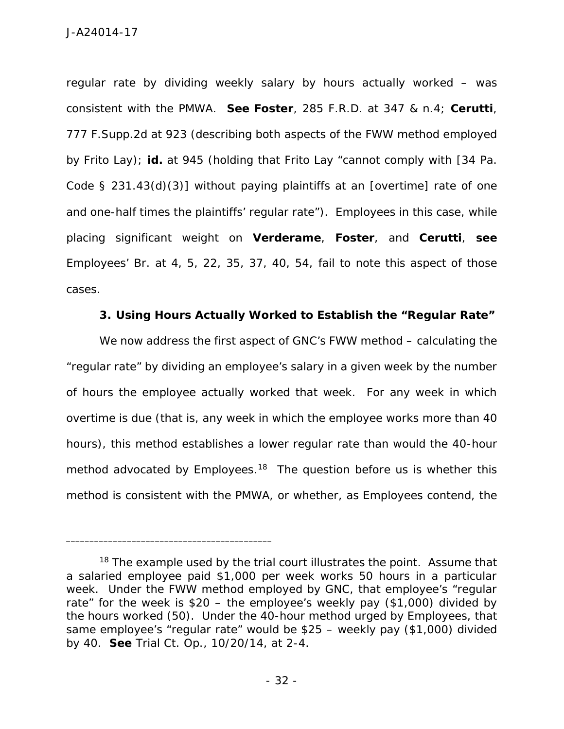regular rate by dividing weekly salary by hours actually worked – was consistent with the PMWA. **See Foster**, 285 F.R.D. at 347 & n.4; **Cerutti**, 777 F.Supp.2d at 923 (describing both aspects of the FWW method employed by Frito Lay); **id.** at 945 (holding that Frito Lay "cannot comply with [34 Pa. Code § 231.43(d)(3)] without paying plaintiffs at an [overtime] rate of one and one-half times the plaintiffs' regular rate"). Employees in this case, while placing significant weight on **Verderame**, **Foster**, and **Cerutti**, **see** Employees' Br. at 4, 5, 22, 35, 37, 40, 54, fail to note this aspect of those cases.

### 3. Using Hours Actually Worked to Establish the "Regular Rate"

We now address the first aspect of GNC's FWW method – calculating the "regular rate" by dividing an employee's salary in a given week by the number of hours the employee actually worked that week. For any week in which overtime is due (that is, any week in which the employee works more than 40 hours), this method establishes a lower regular rate than would the 40-hour method advocated by Employees.[18] The question before us is whether this method is consistent with the PMWA, or whether, as Employees contend, the

---

[18] The example used by the trial court illustrates the point. Assume that a salaried employee paid $1,000 per week works 50 hours in a particular week. Under the FWW method employed by GNC, that employee's "regular rate" for the week is $20 – the employee's weekly pay ($1,000) divided by the hours worked (50). Under the 40-hour method urged by Employees, that same employee's "regular rate" would be $25 – weekly pay ($1,000) divided by 40. **See** Trial Ct. Op., 10/20/14, at 2-4.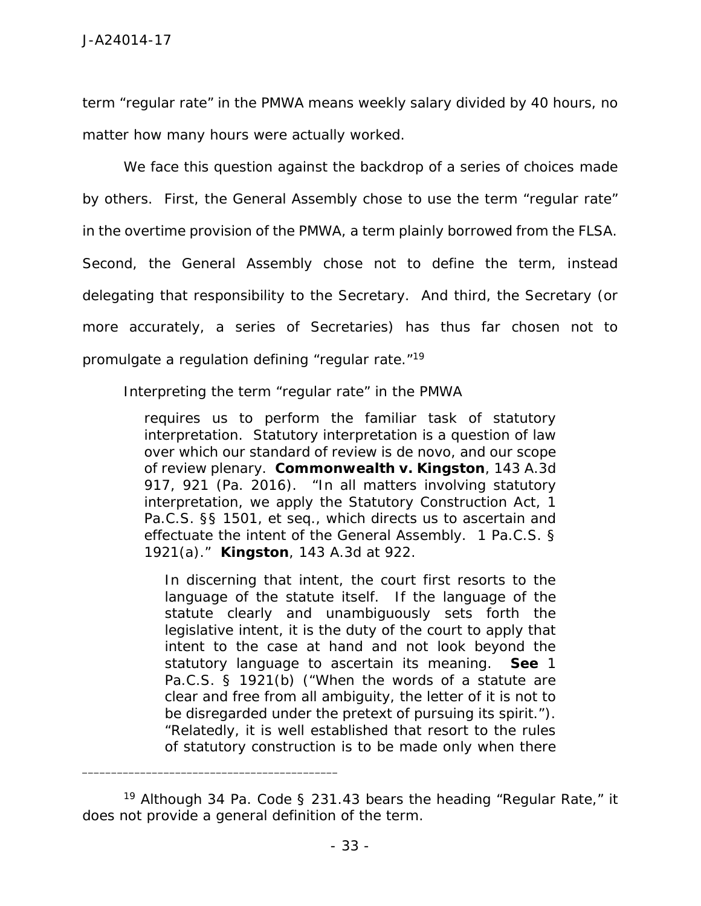term "regular rate" in the PMWA means weekly salary divided by 40 hours, no matter how many hours were actually worked.

We face this question against the backdrop of a series of choices made by others. First, the General Assembly chose to use the term "regular rate" in the overtime provision of the PMWA, a term plainly borrowed from the FLSA. Second, the General Assembly chose not to define the term, instead delegating that responsibility to the Secretary. And third, the Secretary (or more accurately, a series of Secretaries) has thus far chosen not to promulgate a regulation defining "regular rate."[19]

Interpreting the term "regular rate" in the PMWA

> requires us to perform the familiar task of statutory interpretation. Statutory interpretation is a question of law over which our standard of review is de novo, and our scope of review plenary. **Commonwealth v. Kingston**, 143 A.3d 917, 921 (Pa. 2016). "In all matters involving statutory interpretation, we apply the Statutory Construction Act, 1 Pa.C.S. §§ 1501, et seq., which directs us to ascertain and effectuate the intent of the General Assembly. 1 Pa.C.S. § 1921(a)." **Kingston**, 143 A.3d at 922.
>
> > In discerning that intent, the court first resorts to the language of the statute itself. If the language of the statute clearly and unambiguously sets forth the legislative intent, it is the duty of the court to apply that intent to the case at hand and not look beyond the statutory language to ascertain its meaning. **See** 1 Pa.C.S. § 1921(b) ("When the words of a statute are clear and free from all ambiguity, the letter of it is not to be disregarded under the pretext of pursuing its spirit."). "Relatedly, it is well established that resort to the rules of statutory construction is to be made only when there

---

[19] Although 34 Pa. Code § 231.43 bears the heading "Regular Rate," it does not provide a general definition of the term.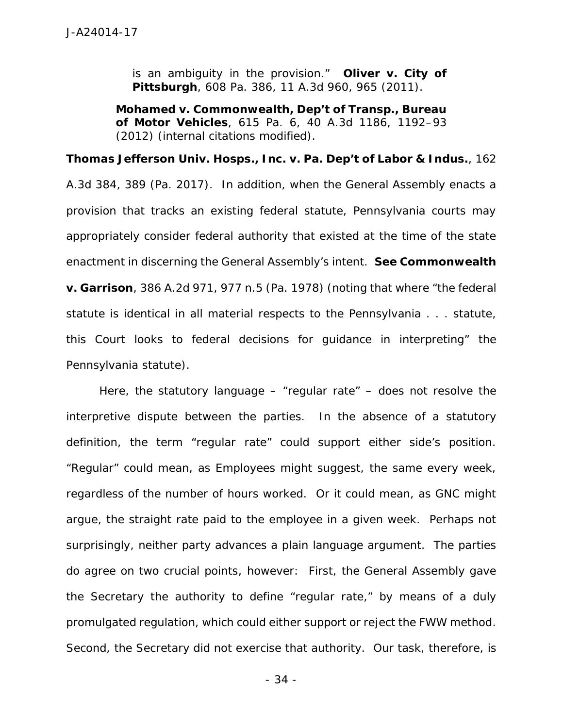> is an ambiguity in the provision." **Oliver v. City of Pittsburgh**, 608 Pa. 386, 11 A.3d 960, 965 (2011).
>
> **Mohamed v. Commonwealth, Dep't of Transp., Bureau of Motor Vehicles**, 615 Pa. 6, 40 A.3d 1186, 1192–93 (2012) (internal citations modified).

**Thomas Jefferson Univ. Hosps., Inc. v. Pa. Dep't of Labor & Indus.**, 162 A.3d 384, 389 (Pa. 2017). In addition, when the General Assembly enacts a provision that tracks an existing federal statute, Pennsylvania courts may appropriately consider federal authority that existed at the time of the state enactment in discerning the General Assembly's intent. **See Commonwealth v. Garrison**, 386 A.2d 971, 977 n.5 (Pa. 1978) (noting that where "the federal statute is identical in all material respects to the Pennsylvania . . . statute, this Court looks to federal decisions for guidance in interpreting" the Pennsylvania statute).

Here, the statutory language – "regular rate" – does not resolve the interpretive dispute between the parties. In the absence of a statutory definition, the term "regular rate" could support either side's position. "Regular" could mean, as Employees might suggest, the same every week, regardless of the number of hours worked. Or it could mean, as GNC might argue, the straight rate paid to the employee in a given week. Perhaps not surprisingly, neither party advances a plain language argument. The parties do agree on two crucial points, however: First, the General Assembly gave the Secretary the authority to define "regular rate," by means of a duly promulgated regulation, which could either support or reject the FWW method. Second, the Secretary did not exercise that authority. Our task, therefore, is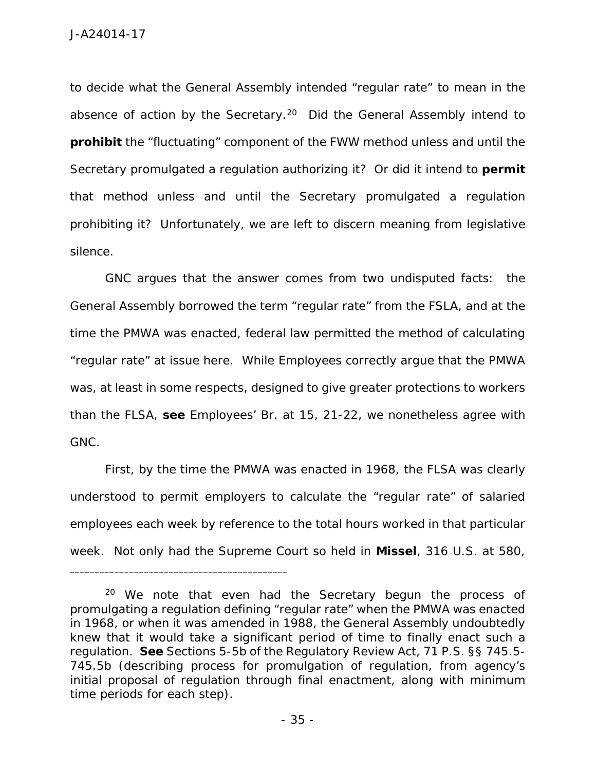to decide what the General Assembly intended "regular rate" to mean in the absence of action by the Secretary.[20] Did the General Assembly intend to **prohibit** the "fluctuating" component of the FWW method unless and until the Secretary promulgated a regulation authorizing it? Or did it intend to **permit** that method unless and until the Secretary promulgated a regulation prohibiting it? Unfortunately, we are left to discern meaning from legislative silence.

GNC argues that the answer comes from two undisputed facts: the General Assembly borrowed the term "regular rate" from the FSLA, and at the time the PMWA was enacted, federal law permitted the method of calculating "regular rate" at issue here. While Employees correctly argue that the PMWA was, at least in some respects, designed to give greater protections to workers than the FLSA, **see** Employees' Br. at 15, 21-22, we nonetheless agree with GNC.

First, by the time the PMWA was enacted in 1968, the FLSA was clearly understood to permit employers to calculate the "regular rate" of salaried employees each week by reference to the total hours worked in that particular week. Not only had the Supreme Court so held in **Missel**, 316 U.S. at 580,

---

[20] We note that even had the Secretary begun the process of promulgating a regulation defining "regular rate" when the PMWA was enacted in 1968, or when it was amended in 1988, the General Assembly undoubtedly knew that it would take a significant period of time to finally enact such a regulation. **See** Sections 5-5b of the Regulatory Review Act, 71 P.S. §§ 745.5-745.5b (describing process for promulgation of regulation, from agency's initial proposal of regulation through final enactment, along with minimum time periods for each step).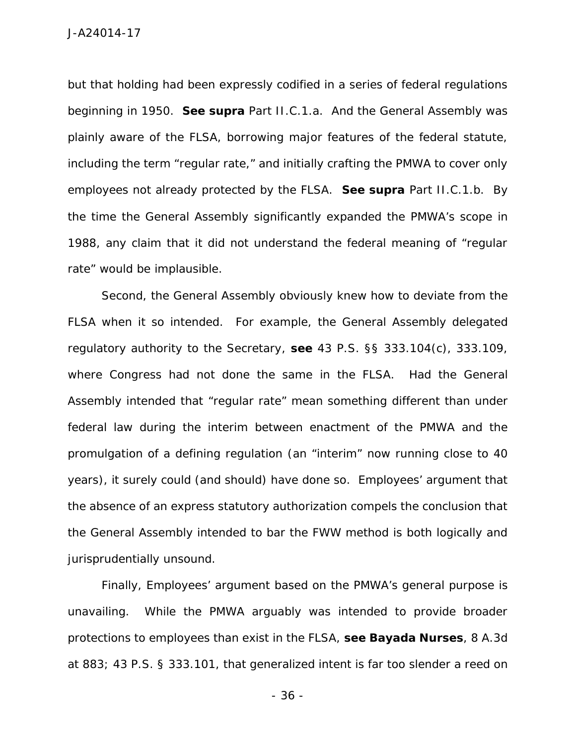but that holding had been expressly codified in a series of federal regulations beginning in 1950. **See supra** Part II.C.1.a. And the General Assembly was plainly aware of the FLSA, borrowing major features of the federal statute, including the term "regular rate," and initially crafting the PMWA to cover only employees not already protected by the FLSA. **See supra** Part II.C.1.b. By the time the General Assembly significantly expanded the PMWA's scope in 1988, any claim that it did not understand the federal meaning of "regular rate" would be implausible.

Second, the General Assembly obviously knew how to deviate from the FLSA when it so intended. For example, the General Assembly delegated regulatory authority to the Secretary, **see** 43 P.S. §§ 333.104(c), 333.109, where Congress had not done the same in the FLSA. Had the General Assembly intended that "regular rate" mean something different than under federal law during the interim between enactment of the PMWA and the promulgation of a defining regulation (an "interim" now running close to 40 years), it surely could (and should) have done so. Employees' argument that the absence of an express statutory authorization compels the conclusion that the General Assembly intended to bar the FWW method is both logically and jurisprudentially unsound.

Finally, Employees' argument based on the PMWA's general purpose is unavailing. While the PMWA arguably was intended to provide broader protections to employees than exist in the FLSA, **see Bayada Nurses**, 8 A.3d at 883; 43 P.S. § 333.101, that generalized intent is far too slender a reed on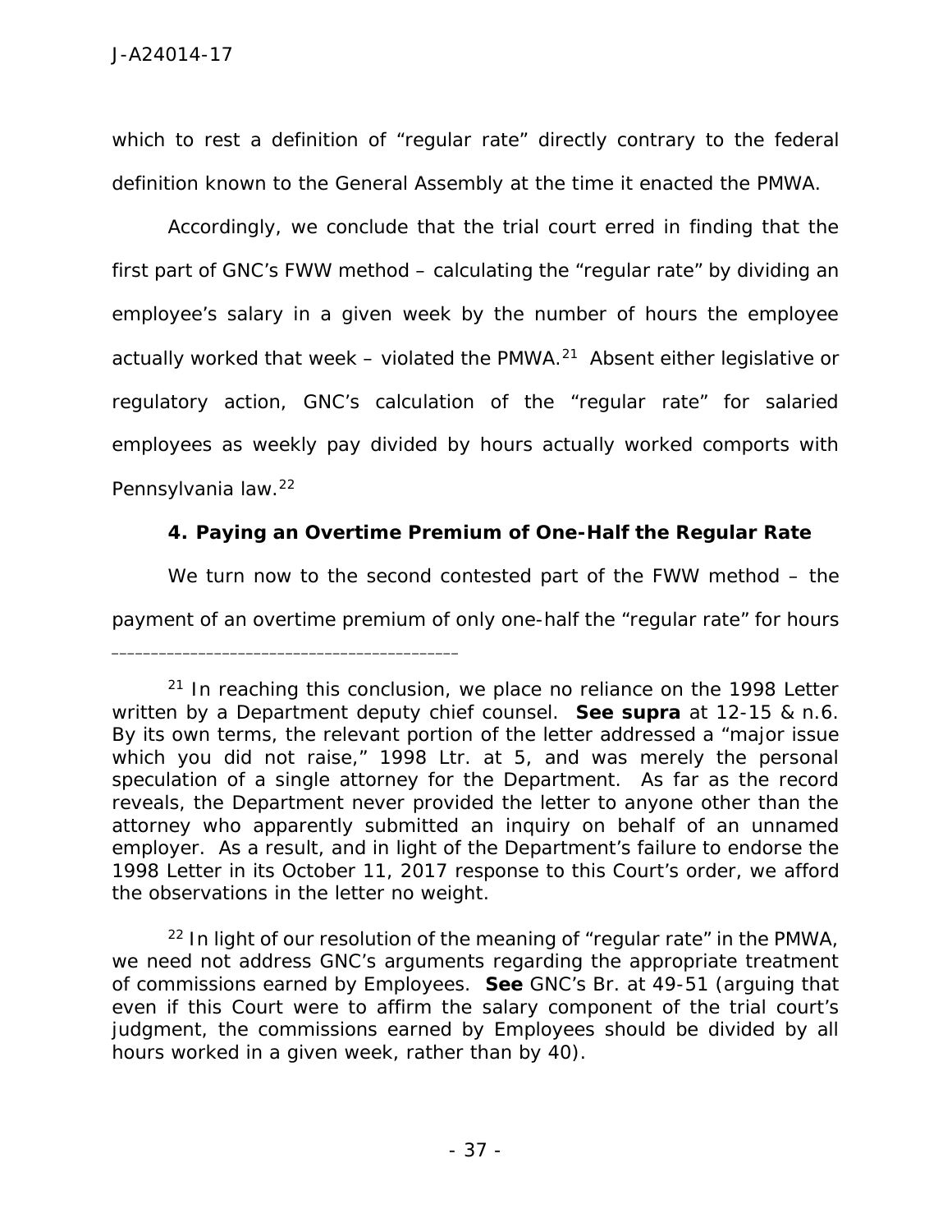which to rest a definition of "regular rate" directly contrary to the federal definition known to the General Assembly at the time it enacted the PMWA.

Accordingly, we conclude that the trial court erred in finding that the first part of GNC's FWW method – calculating the "regular rate" by dividing an employee's salary in a given week by the number of hours the employee actually worked that week – violated the PMWA.[21] Absent either legislative or regulatory action, GNC's calculation of the "regular rate" for salaried employees as weekly pay divided by hours actually worked comports with Pennsylvania law.[22]

**4. Paying an Overtime Premium of One-Half the Regular Rate**

We turn now to the second contested part of the FWW method – the payment of an overtime premium of only one-half the "regular rate" for hours

---

[21] In reaching this conclusion, we place no reliance on the 1998 Letter written by a Department deputy chief counsel. **See supra** at 12-15 & n.6. By its own terms, the relevant portion of the letter addressed a "major issue which you did not raise," 1998 Ltr. at 5, and was merely the personal speculation of a single attorney for the Department. As far as the record reveals, the Department never provided the letter to anyone other than the attorney who apparently submitted an inquiry on behalf of an unnamed employer. As a result, and in light of the Department's failure to endorse the 1998 Letter in its October 11, 2017 response to this Court's order, we afford the observations in the letter no weight.

[22] In light of our resolution of the meaning of "regular rate" in the PMWA, we need not address GNC's arguments regarding the appropriate treatment of commissions earned by Employees. **See** GNC's Br. at 49-51 (arguing that even if this Court were to affirm the salary component of the trial court's judgment, the commissions earned by Employees should be divided by all hours worked in a given week, rather than by 40).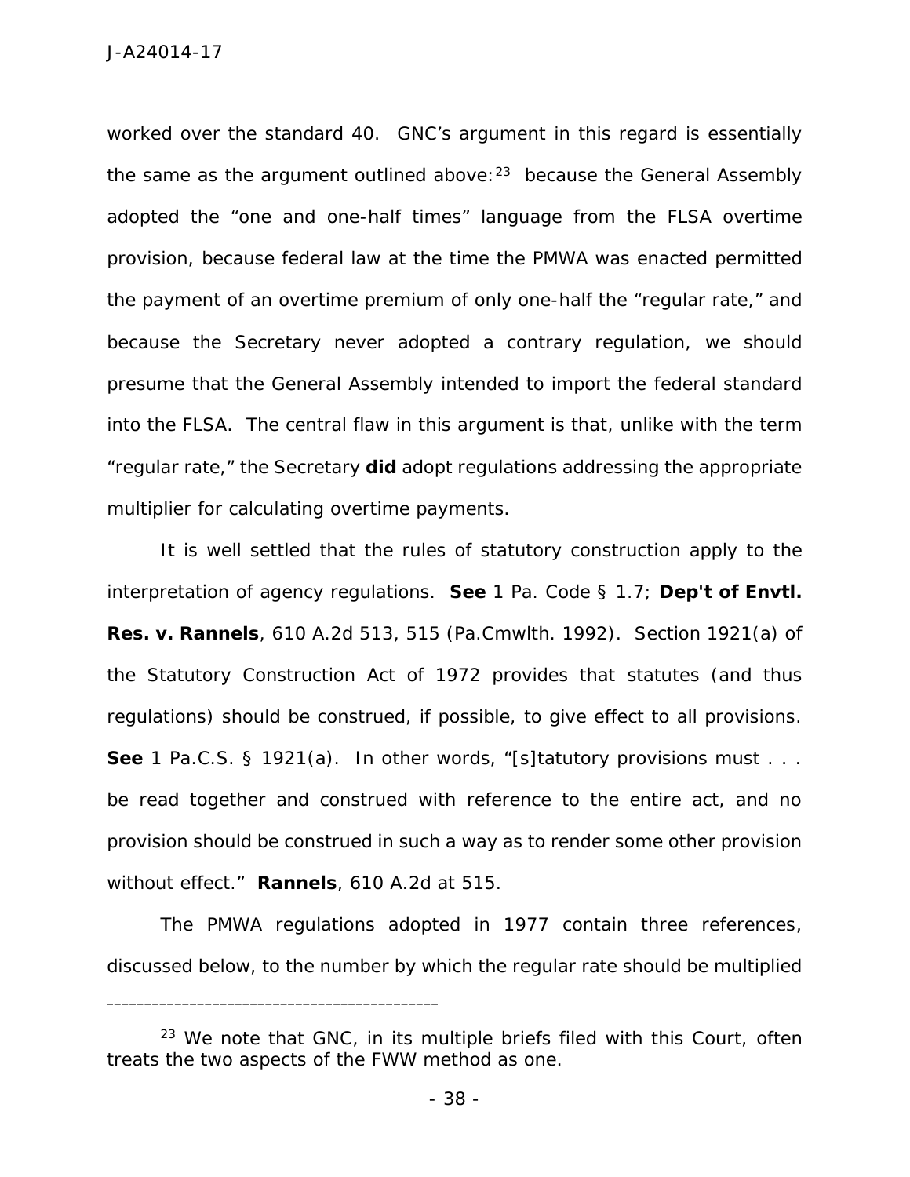worked over the standard 40. GNC's argument in this regard is essentially the same as the argument outlined above:[23] because the General Assembly adopted the "one and one-half times" language from the FLSA overtime provision, because federal law at the time the PMWA was enacted permitted the payment of an overtime premium of only one-half the "regular rate," and because the Secretary never adopted a contrary regulation, we should presume that the General Assembly intended to import the federal standard into the FLSA. The central flaw in this argument is that, unlike with the term "regular rate," the Secretary **did** adopt regulations addressing the appropriate multiplier for calculating overtime payments.

It is well settled that the rules of statutory construction apply to the interpretation of agency regulations. **See** 1 Pa. Code § 1.7; **Dep't of Envtl. Res. v. Rannels**, 610 A.2d 513, 515 (Pa.Cmwlth. 1992). Section 1921(a) of the Statutory Construction Act of 1972 provides that statutes (and thus regulations) should be construed, if possible, to give effect to all provisions. **See** 1 Pa.C.S. § 1921(a). In other words, "[s]tatutory provisions must . . . be read together and construed with reference to the entire act, and no provision should be construed in such a way as to render some other provision without effect." **Rannels**, 610 A.2d at 515.

The PMWA regulations adopted in 1977 contain three references, discussed below, to the number by which the regular rate should be multiplied

---

[23] We note that GNC, in its multiple briefs filed with this Court, often treats the two aspects of the FWW method as one.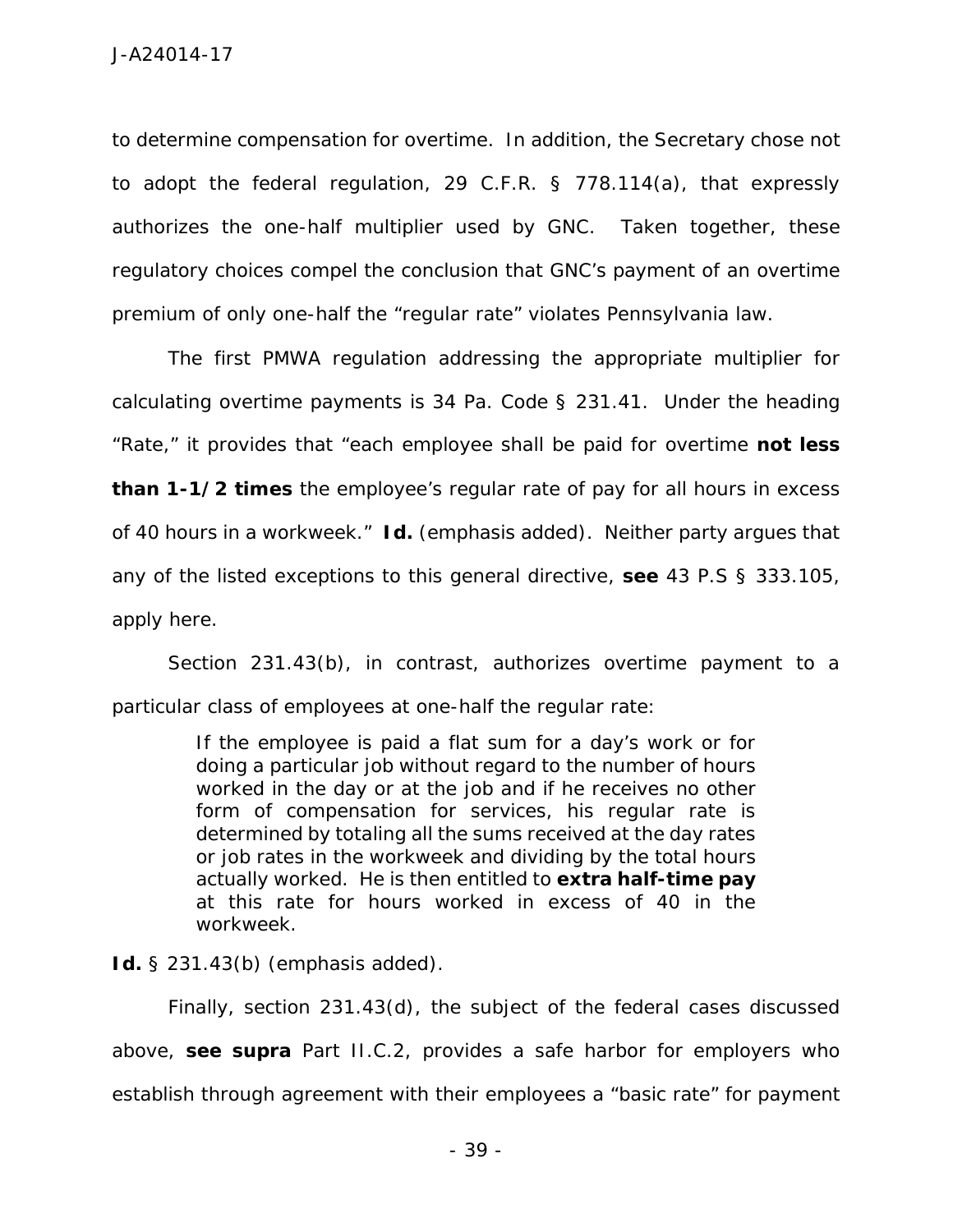to determine compensation for overtime. In addition, the Secretary chose not to adopt the federal regulation, 29 C.F.R. § 778.114(a), that expressly authorizes the one-half multiplier used by GNC. Taken together, these regulatory choices compel the conclusion that GNC's payment of an overtime premium of only one-half the "regular rate" violates Pennsylvania law.

The first PMWA regulation addressing the appropriate multiplier for calculating overtime payments is 34 Pa. Code § 231.41. Under the heading "Rate," it provides that "each employee shall be paid for overtime **not less than 1-1/2 times** the employee's regular rate of pay for all hours in excess of 40 hours in a workweek." **Id.** (emphasis added). Neither party argues that any of the listed exceptions to this general directive, **see** 43 P.S § 333.105, apply here.

Section 231.43(b), in contrast, authorizes overtime payment to a particular class of employees at one-half the regular rate:

> If the employee is paid a flat sum for a day's work or for doing a particular job without regard to the number of hours worked in the day or at the job and if he receives no other form of compensation for services, his regular rate is determined by totaling all the sums received at the day rates or job rates in the workweek and dividing by the total hours actually worked. He is then entitled to **extra half-time pay** at this rate for hours worked in excess of 40 in the workweek.

**Id.** § 231.43(b) (emphasis added).

Finally, section 231.43(d), the subject of the federal cases discussed above, **see supra** Part II.C.2, provides a safe harbor for employers who establish through agreement with their employees a "basic rate" for payment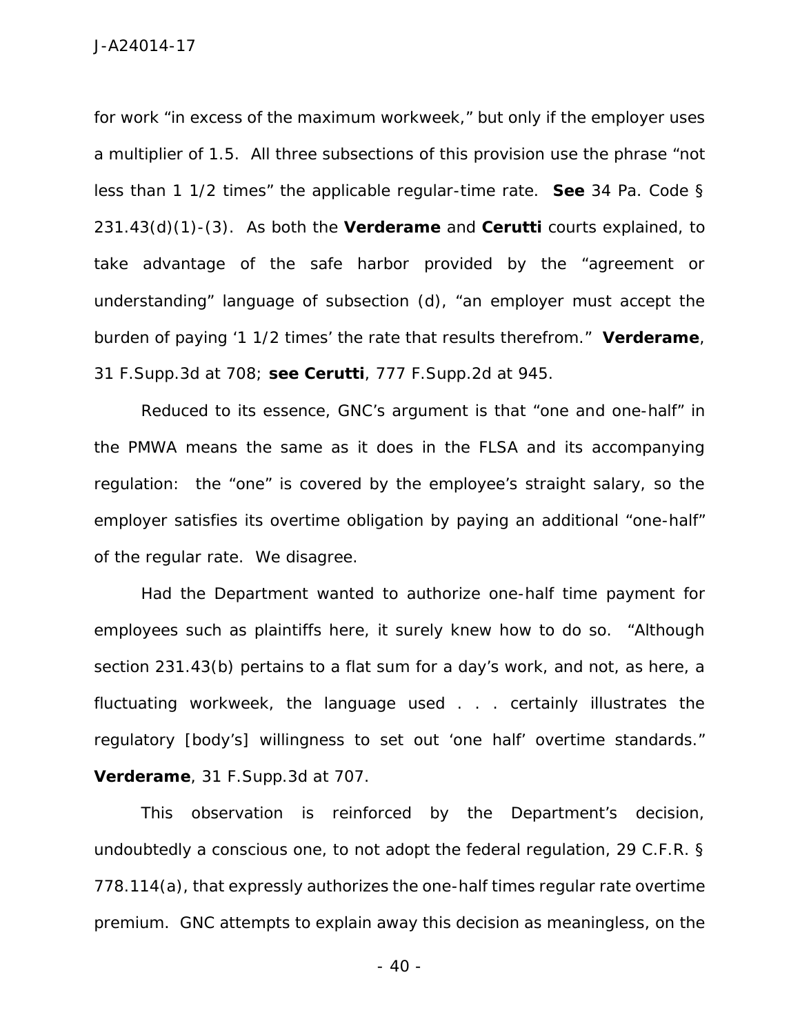for work "in excess of the maximum workweek," but only if the employer uses a multiplier of 1.5. All three subsections of this provision use the phrase "not less than 1 1/2 times" the applicable regular-time rate. **See** 34 Pa. Code § 231.43(d)(1)-(3). As both the **Verderame** and **Cerutti** courts explained, to take advantage of the safe harbor provided by the "agreement or understanding" language of subsection (d), "an employer must accept the burden of paying '1 1/2 times' the rate that results therefrom." **Verderame**, 31 F.Supp.3d at 708; **see Cerutti**, 777 F.Supp.2d at 945.

Reduced to its essence, GNC's argument is that "one and one-half" in the PMWA means the same as it does in the FLSA and its accompanying regulation: the "one" is covered by the employee's straight salary, so the employer satisfies its overtime obligation by paying an additional "one-half" of the regular rate. We disagree.

Had the Department wanted to authorize one-half time payment for employees such as plaintiffs here, it surely knew how to do so. "Although section 231.43(b) pertains to a flat sum for a day's work, and not, as here, a fluctuating workweek, the language used . . . certainly illustrates the regulatory [body's] willingness to set out 'one half' overtime standards." **Verderame**, 31 F.Supp.3d at 707.

This observation is reinforced by the Department's decision, undoubtedly a conscious one, to not adopt the federal regulation, 29 C.F.R. § 778.114(a), that expressly authorizes the one-half times regular rate overtime premium. GNC attempts to explain away this decision as meaningless, on the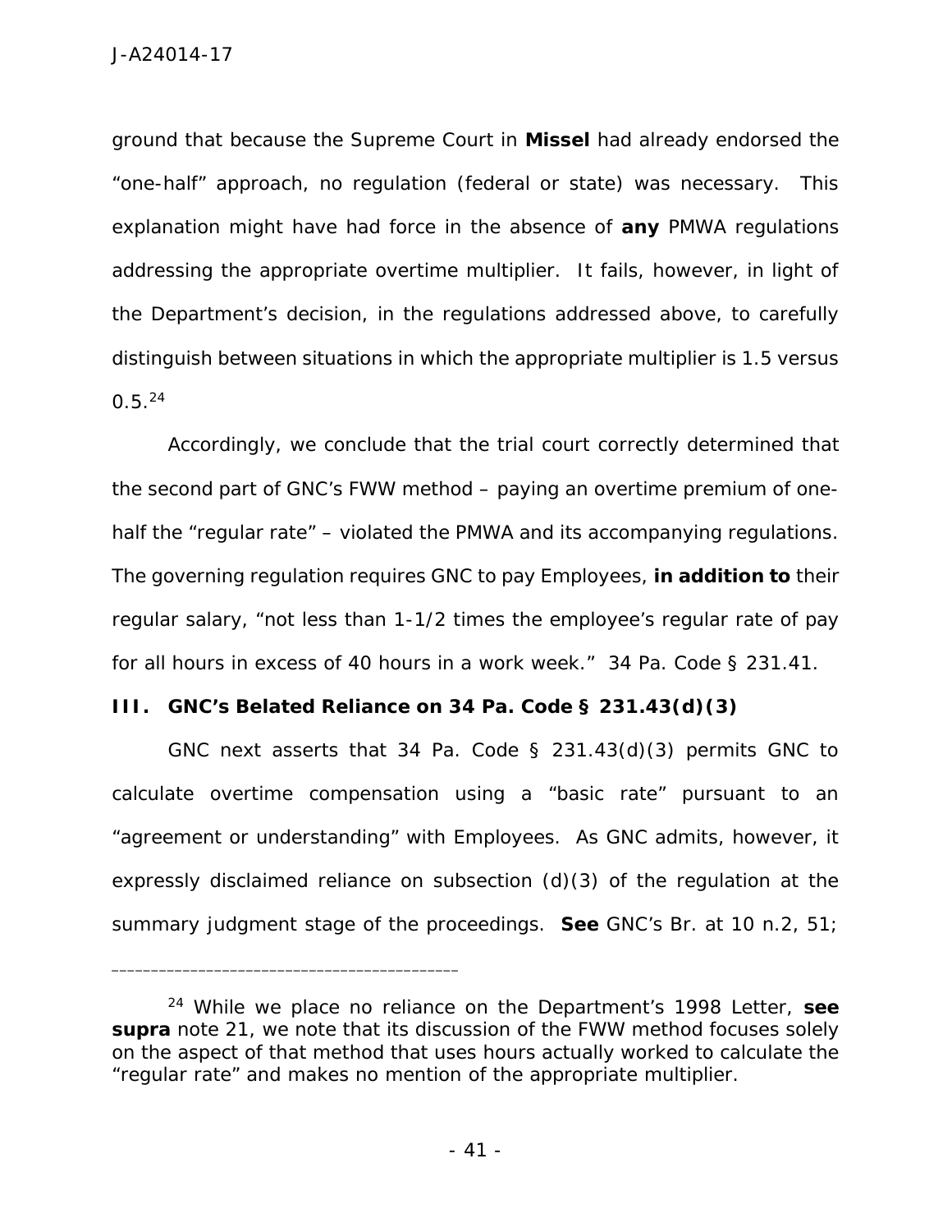ground that because the Supreme Court in **Missel** had already endorsed the "one-half" approach, no regulation (federal or state) was necessary. This explanation might have had force in the absence of **any** PMWA regulations addressing the appropriate overtime multiplier. It fails, however, in light of the Department's decision, in the regulations addressed above, to carefully distinguish between situations in which the appropriate multiplier is 1.5 versus 0.5.[24]

Accordingly, we conclude that the trial court correctly determined that the second part of GNC's FWW method – paying an overtime premium of one-half the "regular rate" – violated the PMWA and its accompanying regulations. The governing regulation requires GNC to pay Employees, **in addition to** their regular salary, "not less than 1-1/2 times the employee's regular rate of pay for all hours in excess of 40 hours in a work week." 34 Pa. Code § 231.41.

### III. GNC's Belated Reliance on 34 Pa. Code § 231.43(d)(3)

GNC next asserts that 34 Pa. Code § 231.43(d)(3) permits GNC to calculate overtime compensation using a "basic rate" pursuant to an "agreement or understanding" with Employees. As GNC admits, however, it expressly disclaimed reliance on subsection (d)(3) of the regulation at the summary judgment stage of the proceedings. **See** GNC's Br. at 10 n.2, 51;

---

[24] While we place no reliance on the Department's 1998 Letter, **see supra** note 21, we note that its discussion of the FWW method focuses solely on the aspect of that method that uses hours actually worked to calculate the "regular rate" and makes no mention of the appropriate multiplier.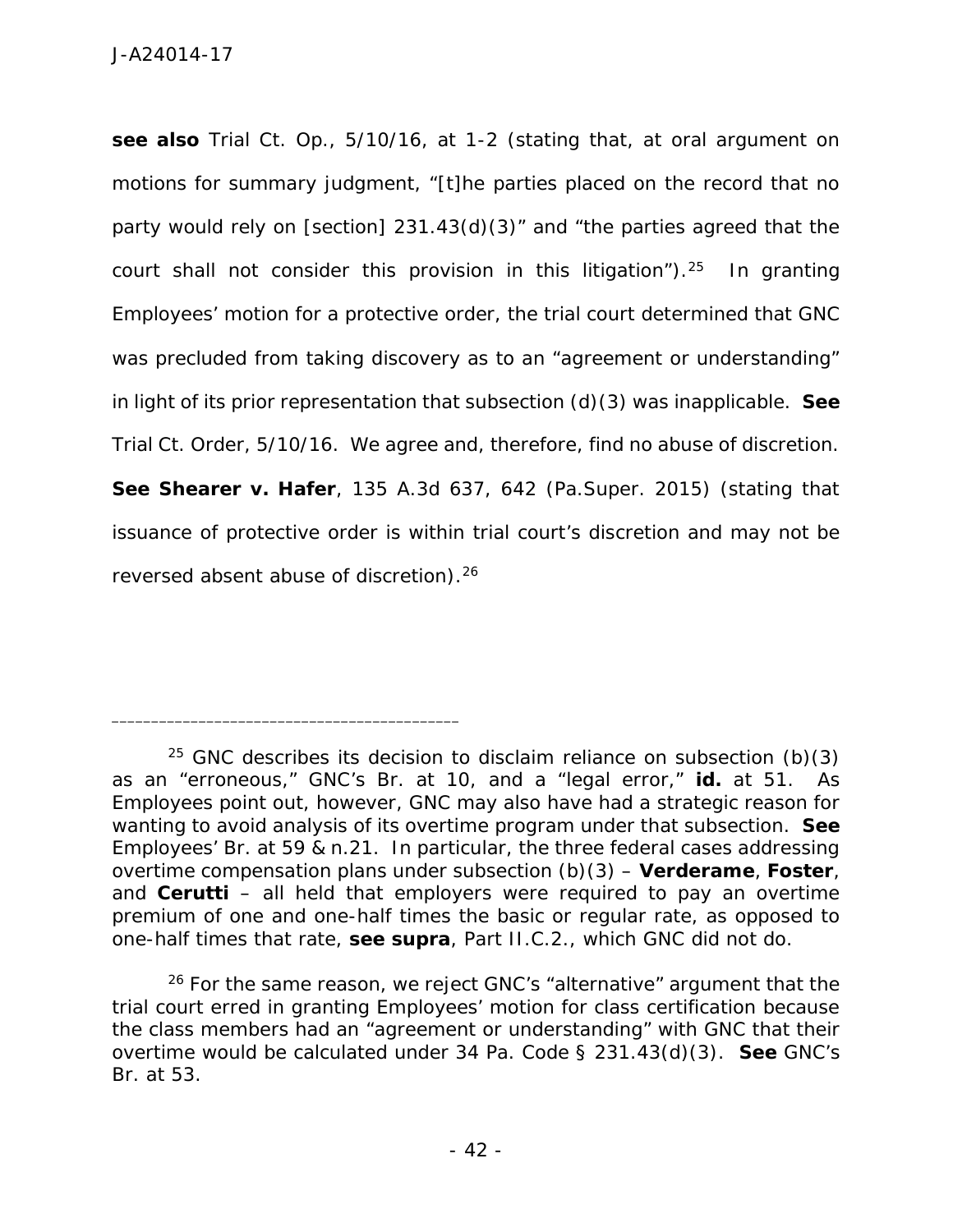**see also** Trial Ct. Op., 5/10/16, at 1-2 (stating that, at oral argument on motions for summary judgment, "[t]he parties placed on the record that no party would rely on [section] 231.43(d)(3)" and "the parties agreed that the court shall not consider this provision in this litigation").[25] In granting Employees' motion for a protective order, the trial court determined that GNC was precluded from taking discovery as to an "agreement or understanding" in light of its prior representation that subsection (d)(3) was inapplicable. **See** Trial Ct. Order, 5/10/16. We agree and, therefore, find no abuse of discretion. **See Shearer v. Hafer**, 135 A.3d 637, 642 (Pa.Super. 2015) (stating that issuance of protective order is within trial court's discretion and may not be reversed absent abuse of discretion).[26]

---

[25] GNC describes its decision to disclaim reliance on subsection (b)(3) as an "erroneous," GNC's Br. at 10, and a "legal error," **id.** at 51. As Employees point out, however, GNC may also have had a strategic reason for wanting to avoid analysis of its overtime program under that subsection. **See** Employees' Br. at 59 & n.21. In particular, the three federal cases addressing overtime compensation plans under subsection (b)(3) – **Verderame**, **Foster**, and **Cerutti** – all held that employers were required to pay an overtime premium of one and one-half times the basic or regular rate, as opposed to one-half times that rate, **see supra**, Part II.C.2., which GNC did not do.

[26] For the same reason, we reject GNC's "alternative" argument that the trial court erred in granting Employees' motion for class certification because the class members had an "agreement or understanding" with GNC that their overtime would be calculated under 34 Pa. Code § 231.43(d)(3). **See** GNC's Br. at 53.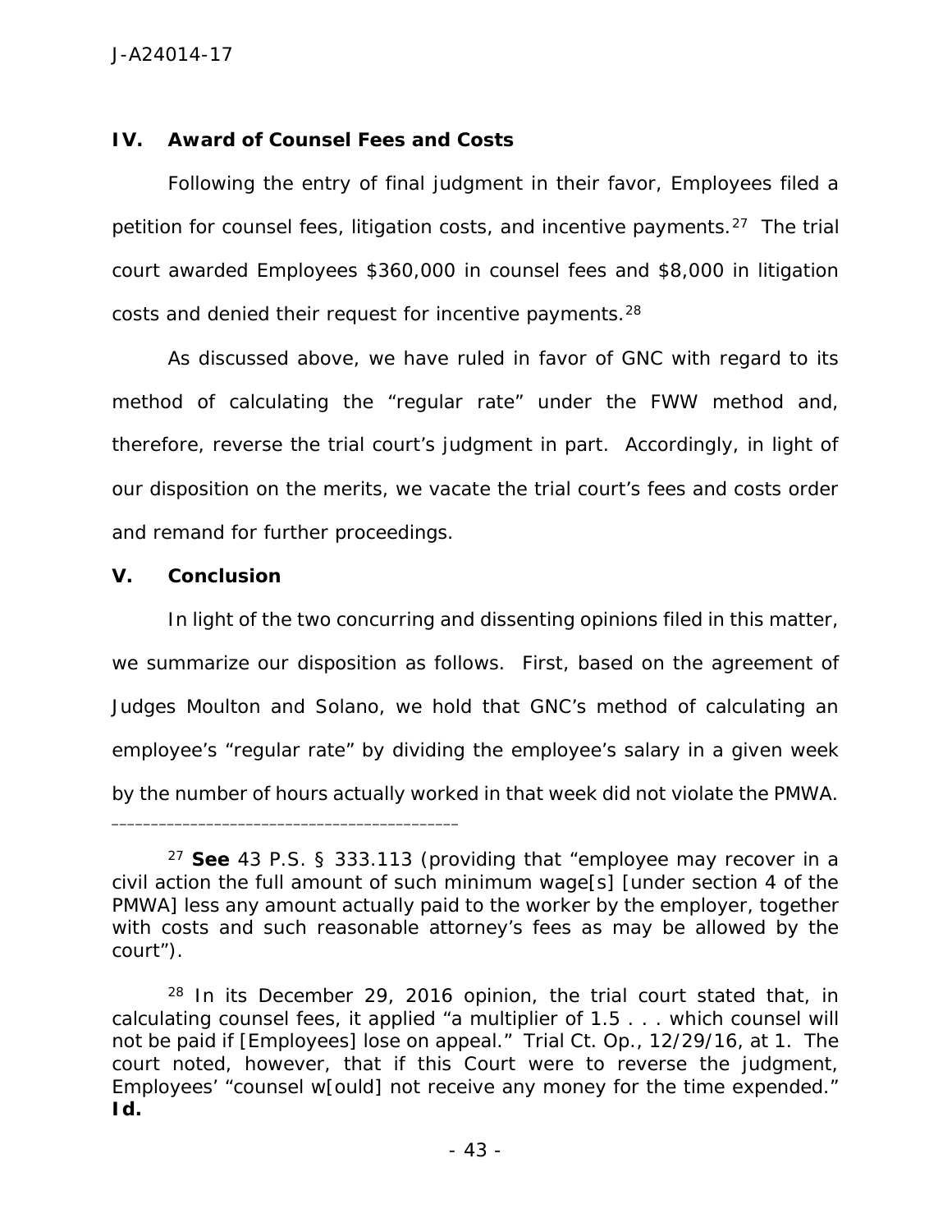## IV. Award of Counsel Fees and Costs

Following the entry of final judgment in their favor, Employees filed a petition for counsel fees, litigation costs, and incentive payments.[27] The trial court awarded Employees $360,000 in counsel fees and $8,000 in litigation costs and denied their request for incentive payments.[28]

As discussed above, we have ruled in favor of GNC with regard to its method of calculating the "regular rate" under the FWW method and, therefore, reverse the trial court's judgment in part. Accordingly, in light of our disposition on the merits, we vacate the trial court's fees and costs order and remand for further proceedings.

## V. Conclusion

In light of the two concurring and dissenting opinions filed in this matter, we summarize our disposition as follows. First, based on the agreement of Judges Moulton and Solano, we hold that GNC's method of calculating an employee's "regular rate" by dividing the employee's salary in a given week by the number of hours actually worked in that week did not violate the PMWA.

---

[27] **See** 43 P.S. § 333.113 (providing that "employee may recover in a civil action the full amount of such minimum wage[s] [under section 4 of the PMWA] less any amount actually paid to the worker by the employer, together with costs and such reasonable attorney's fees as may be allowed by the court").

[28] In its December 29, 2016 opinion, the trial court stated that, in calculating counsel fees, it applied "a multiplier of 1.5 . . . which counsel will not be paid if [Employees] lose on appeal." Trial Ct. Op., 12/29/16, at 1. The court noted, however, that if this Court were to reverse the judgment, Employees' "counsel w[ould] not receive any money for the time expended." **Id.**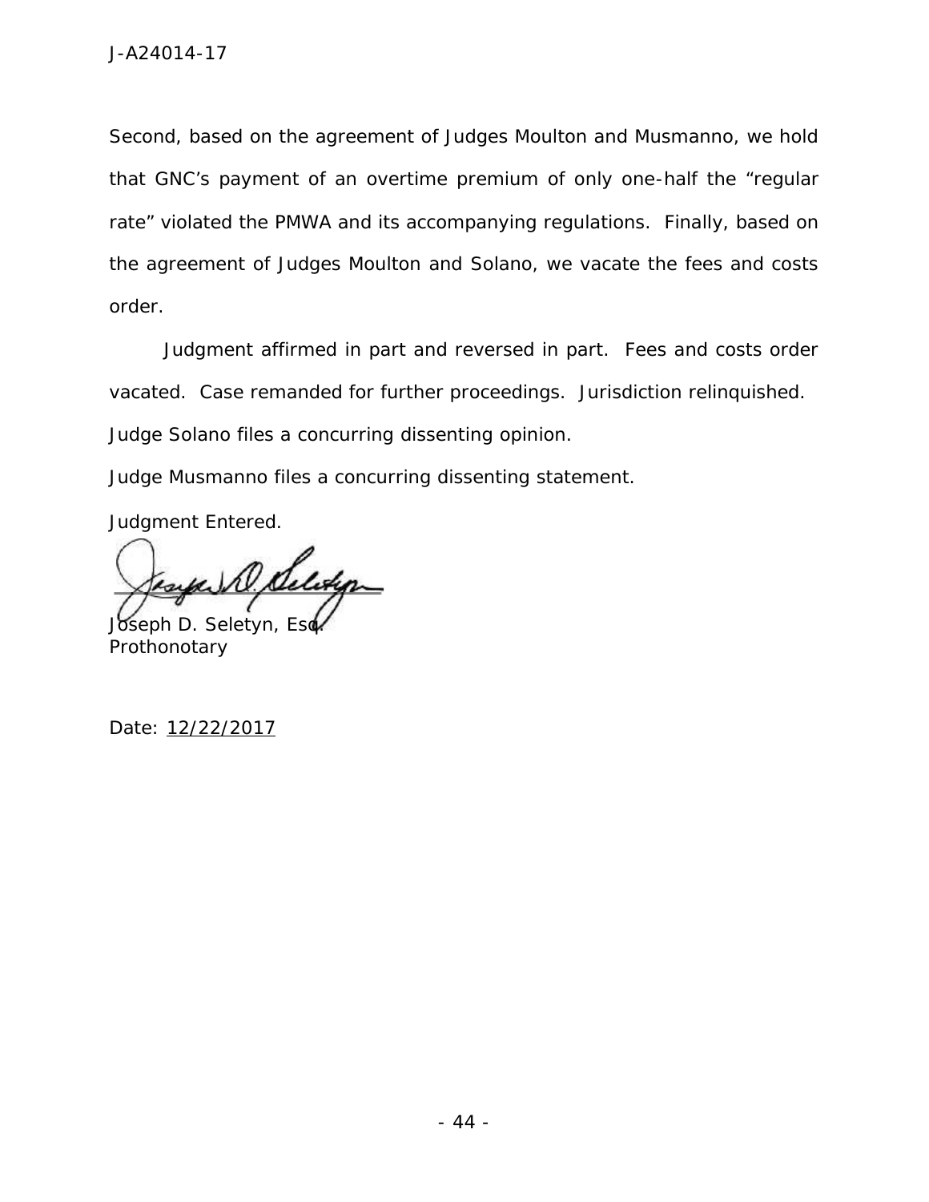Second, based on the agreement of Judges Moulton and Musmanno, we hold that GNC's payment of an overtime premium of only one-half the "regular rate" violated the PMWA and its accompanying regulations. Finally, based on the agreement of Judges Moulton and Solano, we vacate the fees and costs order.

Judgment affirmed in part and reversed in part. Fees and costs order vacated. Case remanded for further proceedings. Jurisdiction relinquished.

Judge Solano files a concurring dissenting opinion.

Judge Musmanno files a concurring dissenting statement.

Judgment Entered.

Joseph D. Seletyn, Esq.
Prothonotary

Date: 12/22/2017